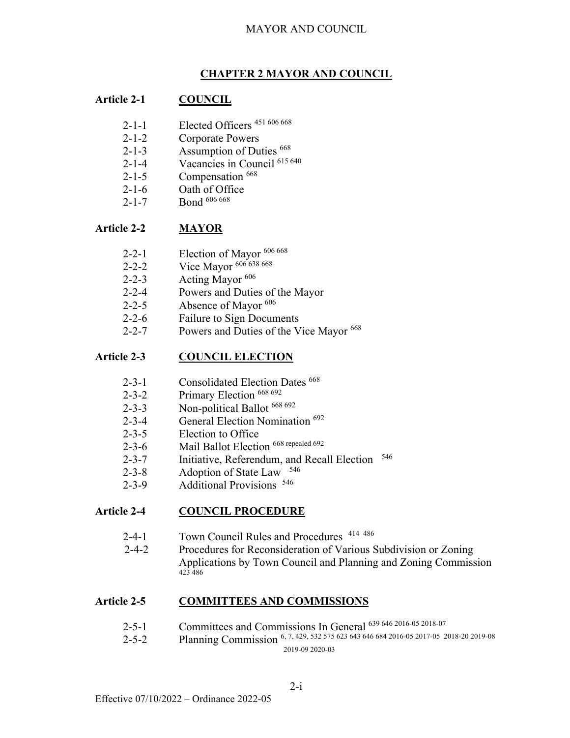# CHAPTER 2 MAYOR AND COUNCIL

## Article 2-1 COUNCIL

- 2-1-1 Elected Officers [451 606 668]
- 2-1-2 Corporate Powers
- 2-1-3 Assumption of Duties [668]
- 2-1-4 Vacancies in Council [615 640]
- 2-1-5 Compensation [668]
- 2-1-6 Oath of Office
- 2-1-7 Bond [606 668]

## Article 2-2 MAYOR

- 2-2-1 Election of Mayor [606 668]
- 2-2-2 Vice Mayor [606 638 668]
- 2-2-3 Acting Mayor [606]
- 2-2-4 Powers and Duties of the Mayor
- 2-2-5 Absence of Mayor [606]
- 2-2-6 Failure to Sign Documents
- 2-2-7 Powers and Duties of the Vice Mayor [668]

## Article 2-3 COUNCIL ELECTION

- 2-3-1 Consolidated Election Dates [668]
- 2-3-2 Primary Election [668 692]
- 2-3-3 Non-political Ballot [668 692]
- 2-3-4 General Election Nomination [692]
- 2-3-5 Election to Office
- 2-3-6 Mail Ballot Election [668 repealed 692]
- 2-3-7 Initiative, Referendum, and Recall Election [546]
- 2-3-8 Adoption of State Law [546]
- 2-3-9 Additional Provisions [546]

## Article 2-4 COUNCIL PROCEDURE

- 2-4-1 Town Council Rules and Procedures [414 486]
- 2-4-2 Procedures for Reconsideration of Various Subdivision or Zoning Applications by Town Council and Planning and Zoning Commission [423 486]

## Article 2-5 COMMITTEES AND COMMISSIONS

- 2-5-1 Committees and Commissions In General [639 646 2016-05 2018-07]
- 2-5-2 Planning Commission [6, 7, 429, 532 575 623 643 646 684 2016-05 2017-05 2018-20 2019-08 2019-09 2020-03]

Effective 07/10/2022 – Ordinance 2022-05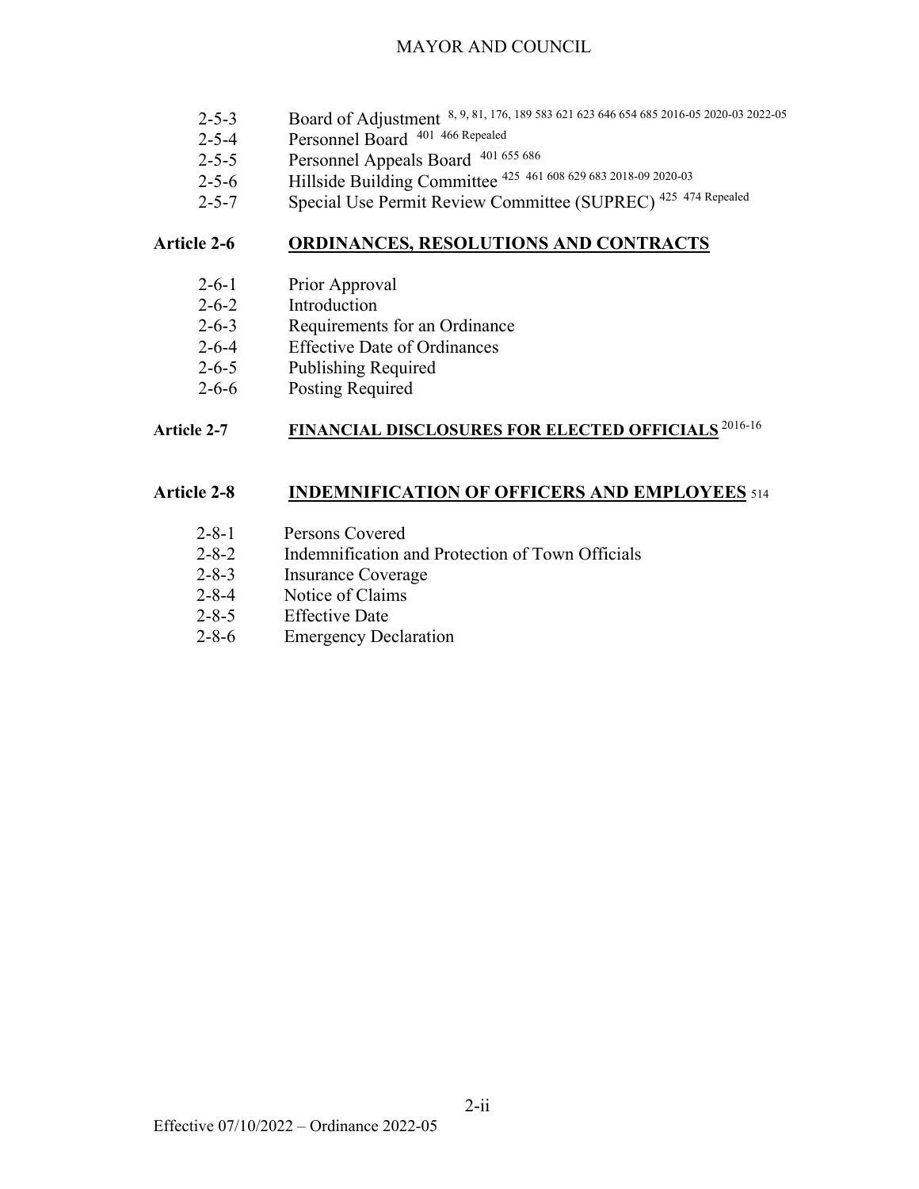- 2-5-3 Board of Adjustment [8, 9, 81, 176, 189 583 621 623 646 654 685 2016-05 2020-03 2022-05]
- 2-5-4 Personnel Board [401 466 Repealed]
- 2-5-5 Personnel Appeals Board [401 655 686]
- 2-5-6 Hillside Building Committee [425 461 608 629 683 2018-09 2020-03]
- 2-5-7 Special Use Permit Review Committee (SUPREC) [425 474 Repealed]

## Article 2-6 ORDINANCES, RESOLUTIONS AND CONTRACTS

- 2-6-1 Prior Approval
- 2-6-2 Introduction
- 2-6-3 Requirements for an Ordinance
- 2-6-4 Effective Date of Ordinances
- 2-6-5 Publishing Required
- 2-6-6 Posting Required

## Article 2-7 FINANCIAL DISCLOSURES FOR ELECTED OFFICIALS [2016-16]

## Article 2-8 INDEMNIFICATION OF OFFICERS AND EMPLOYEES [514]

- 2-8-1 Persons Covered
- 2-8-2 Indemnification and Protection of Town Officials
- 2-8-3 Insurance Coverage
- 2-8-4 Notice of Claims
- 2-8-5 Effective Date
- 2-8-6 Emergency Declaration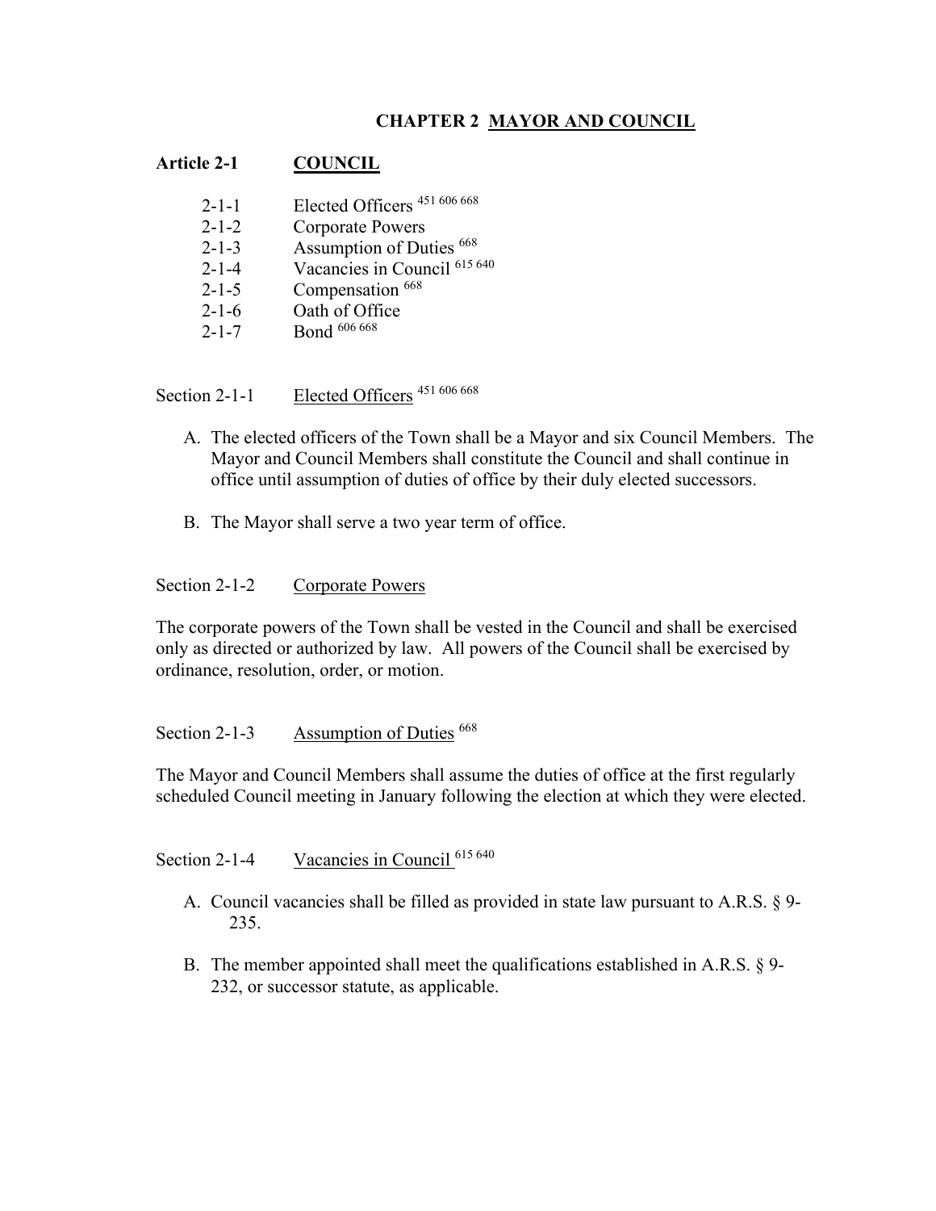# CHAPTER 2 MAYOR AND COUNCIL

## Article 2-1 COUNCIL

- 2-1-1 Elected Officers [451 606 668]
- 2-1-2 Corporate Powers
- 2-1-3 Assumption of Duties [668]
- 2-1-4 Vacancies in Council [615 640]
- 2-1-5 Compensation [668]
- 2-1-6 Oath of Office
- 2-1-7 Bond [606 668]

### Section 2-1-1 Elected Officers [451 606 668]

A. The elected officers of the Town shall be a Mayor and six Council Members. The Mayor and Council Members shall constitute the Council and shall continue in office until assumption of duties of office by their duly elected successors.

B. The Mayor shall serve a two year term of office.

### Section 2-1-2 Corporate Powers

The corporate powers of the Town shall be vested in the Council and shall be exercised only as directed or authorized by law. All powers of the Council shall be exercised by ordinance, resolution, order, or motion.

### Section 2-1-3 Assumption of Duties [668]

The Mayor and Council Members shall assume the duties of office at the first regularly scheduled Council meeting in January following the election at which they were elected.

### Section 2-1-4 Vacancies in Council [615 640]

A. Council vacancies shall be filled as provided in state law pursuant to A.R.S. § 9-235.

B. The member appointed shall meet the qualifications established in A.R.S. § 9-232, or successor statute, as applicable.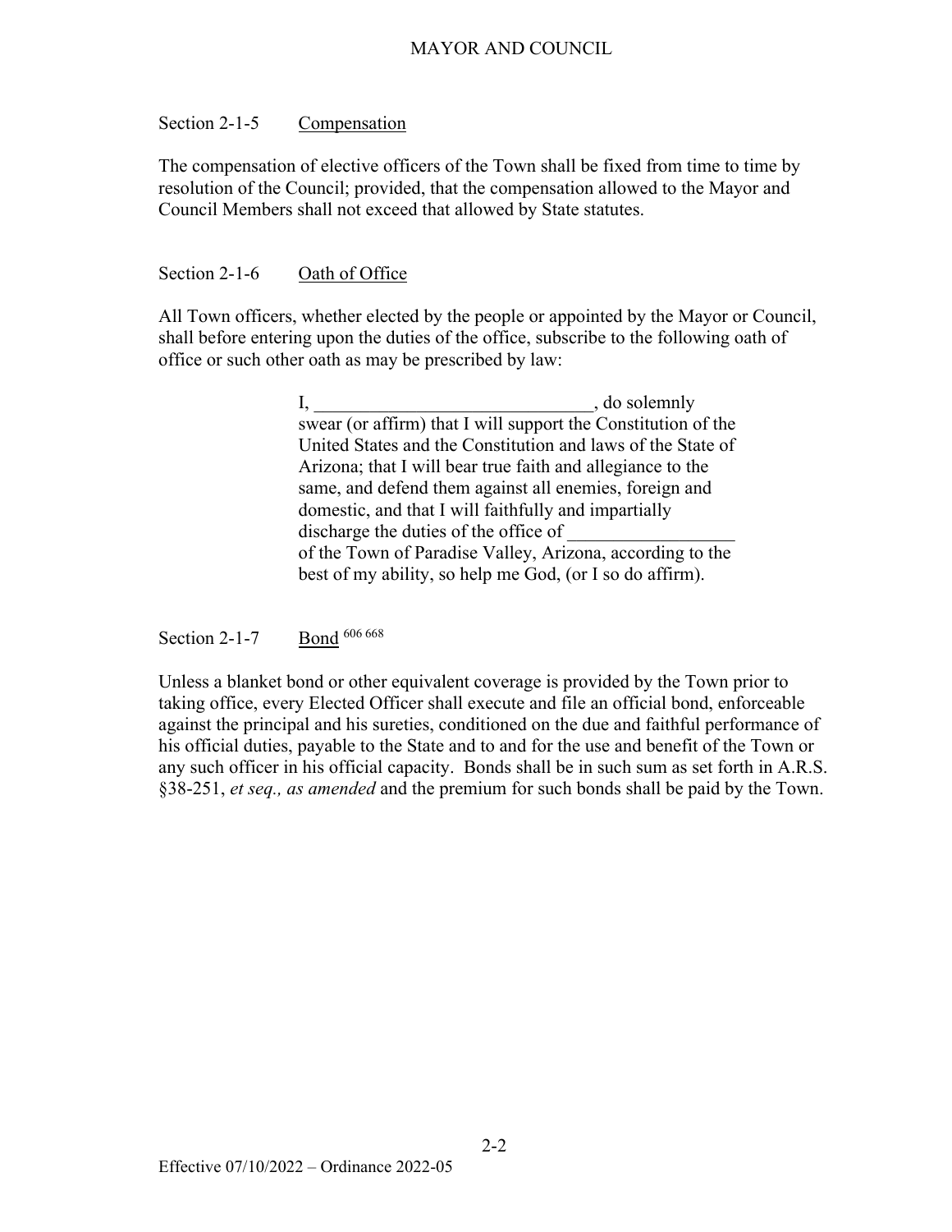## Section 2-1-5 Compensation

The compensation of elective officers of the Town shall be fixed from time to time by resolution of the Council; provided, that the compensation allowed to the Mayor and Council Members shall not exceed that allowed by State statutes.

## Section 2-1-6 Oath of Office

All Town officers, whether elected by the people or appointed by the Mayor or Council, shall before entering upon the duties of the office, subscribe to the following oath of office or such other oath as may be prescribed by law:

> I, ______________________________, do solemnly swear (or affirm) that I will support the Constitution of the United States and the Constitution and laws of the State of Arizona; that I will bear true faith and allegiance to the same, and defend them against all enemies, foreign and domestic, and that I will faithfully and impartially discharge the duties of the office of __________________ of the Town of Paradise Valley, Arizona, according to the best of my ability, so help me God, (or I so do affirm).

## Section 2-1-7 Bond [606 668]

Unless a blanket bond or other equivalent coverage is provided by the Town prior to taking office, every Elected Officer shall execute and file an official bond, enforceable against the principal and his sureties, conditioned on the due and faithful performance of his official duties, payable to the State and to and for the use and benefit of the Town or any such officer in his official capacity. Bonds shall be in such sum as set forth in A.R.S. §38-251, *et seq., as amended* and the premium for such bonds shall be paid by the Town.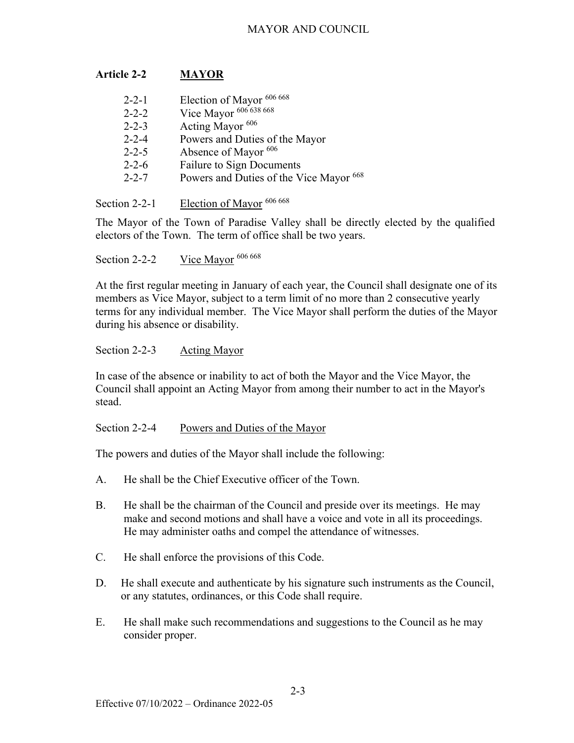## Article 2-2 MAYOR

- 2-2-1 Election of Mayor [606 668]
- 2-2-2 Vice Mayor [606 638 668]
- 2-2-3 Acting Mayor [606]
- 2-2-4 Powers and Duties of the Mayor
- 2-2-5 Absence of Mayor [606]
- 2-2-6 Failure to Sign Documents
- 2-2-7 Powers and Duties of the Vice Mayor [668]

Section 2-2-1 Election of Mayor [606 668]

The Mayor of the Town of Paradise Valley shall be directly elected by the qualified electors of the Town. The term of office shall be two years.

Section 2-2-2 Vice Mayor [606 668]

At the first regular meeting in January of each year, the Council shall designate one of its members as Vice Mayor, subject to a term limit of no more than 2 consecutive yearly terms for any individual member. The Vice Mayor shall perform the duties of the Mayor during his absence or disability.

Section 2-2-3 Acting Mayor

In case of the absence or inability to act of both the Mayor and the Vice Mayor, the Council shall appoint an Acting Mayor from among their number to act in the Mayor's stead.

Section 2-2-4 Powers and Duties of the Mayor

The powers and duties of the Mayor shall include the following:

A. He shall be the Chief Executive officer of the Town.

B. He shall be the chairman of the Council and preside over its meetings. He may make and second motions and shall have a voice and vote in all its proceedings. He may administer oaths and compel the attendance of witnesses.

C. He shall enforce the provisions of this Code.

D. He shall execute and authenticate by his signature such instruments as the Council, or any statutes, ordinances, or this Code shall require.

E. He shall make such recommendations and suggestions to the Council as he may consider proper.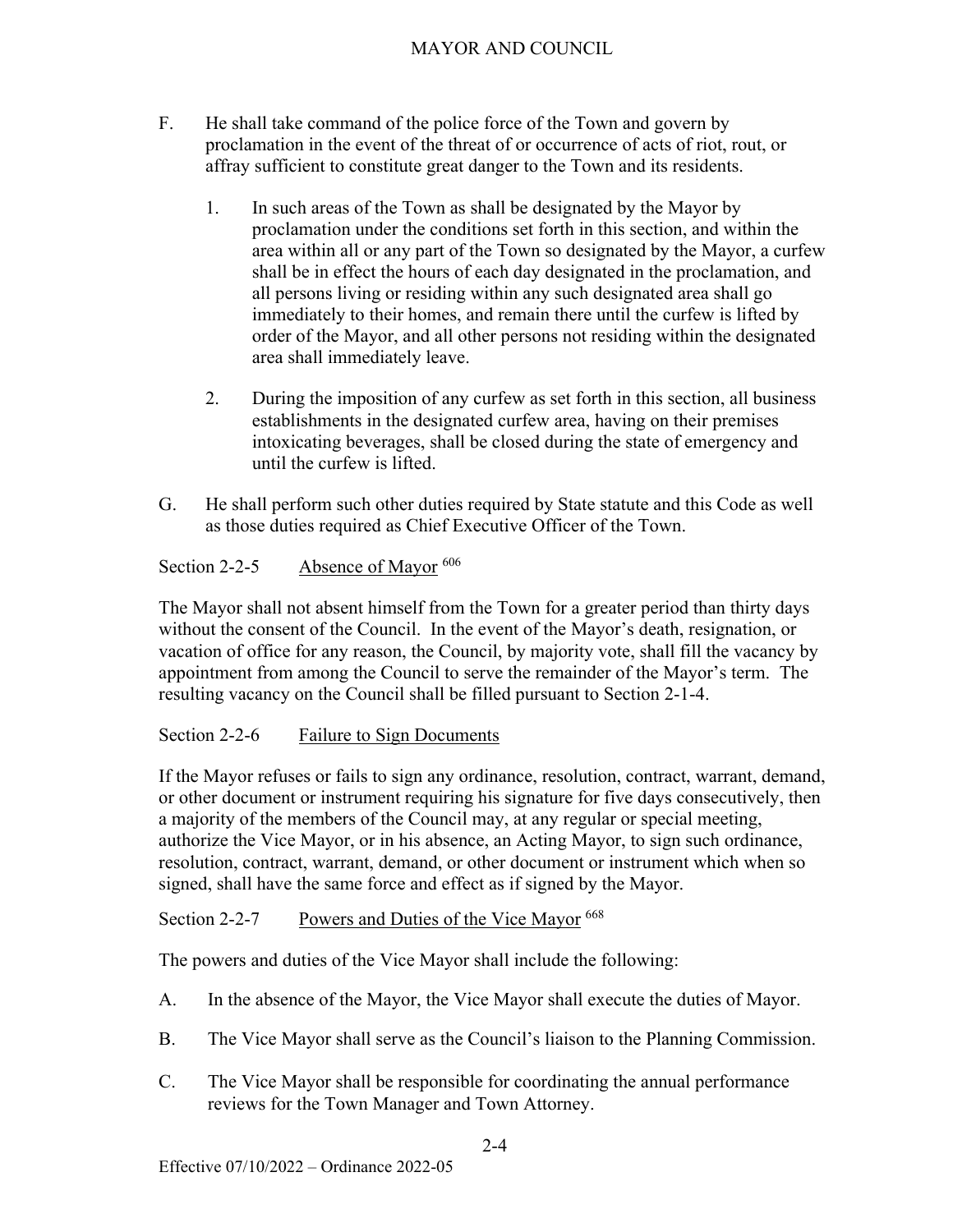F. He shall take command of the police force of the Town and govern by proclamation in the event of the threat of or occurrence of acts of riot, rout, or affray sufficient to constitute great danger to the Town and its residents.

   1. In such areas of the Town as shall be designated by the Mayor by proclamation under the conditions set forth in this section, and within the area within all or any part of the Town so designated by the Mayor, a curfew shall be in effect the hours of each day designated in the proclamation, and all persons living or residing within any such designated area shall go immediately to their homes, and remain there until the curfew is lifted by order of the Mayor, and all other persons not residing within the designated area shall immediately leave.

   2. During the imposition of any curfew as set forth in this section, all business establishments in the designated curfew area, having on their premises intoxicating beverages, shall be closed during the state of emergency and until the curfew is lifted.

G. He shall perform such other duties required by State statute and this Code as well as those duties required as Chief Executive Officer of the Town.

Section 2-2-5 Absence of Mayor [606]

The Mayor shall not absent himself from the Town for a greater period than thirty days without the consent of the Council. In the event of the Mayor's death, resignation, or vacation of office for any reason, the Council, by majority vote, shall fill the vacancy by appointment from among the Council to serve the remainder of the Mayor's term. The resulting vacancy on the Council shall be filled pursuant to Section 2-1-4.

Section 2-2-6 Failure to Sign Documents

If the Mayor refuses or fails to sign any ordinance, resolution, contract, warrant, demand, or other document or instrument requiring his signature for five days consecutively, then a majority of the members of the Council may, at any regular or special meeting, authorize the Vice Mayor, or in his absence, an Acting Mayor, to sign such ordinance, resolution, contract, warrant, demand, or other document or instrument which when so signed, shall have the same force and effect as if signed by the Mayor.

Section 2-2-7 Powers and Duties of the Vice Mayor [668]

The powers and duties of the Vice Mayor shall include the following:

A. In the absence of the Mayor, the Vice Mayor shall execute the duties of Mayor.

B. The Vice Mayor shall serve as the Council's liaison to the Planning Commission.

C. The Vice Mayor shall be responsible for coordinating the annual performance reviews for the Town Manager and Town Attorney.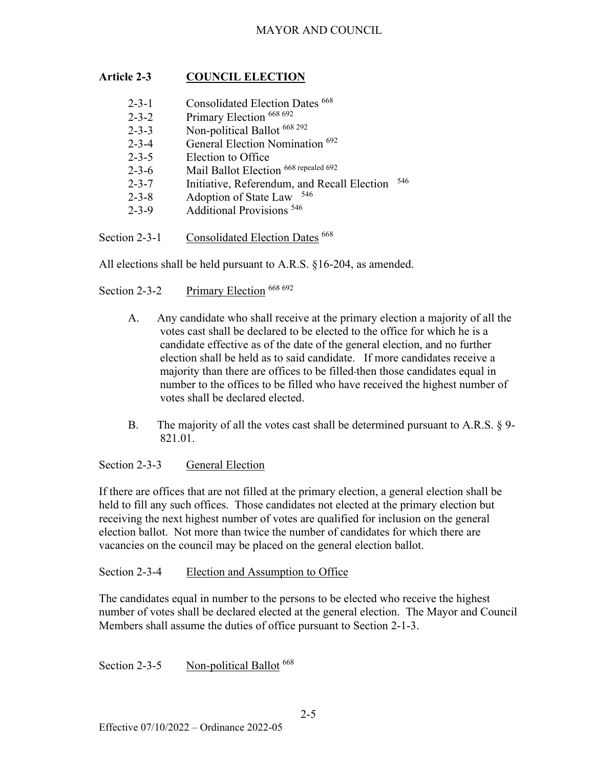## Article 2-3 COUNCIL ELECTION

| | |
|---|---|
| 2-3-1 | Consolidated Election Dates [668] |
| 2-3-2 | Primary Election [668 692] |
| 2-3-3 | Non-political Ballot [668 292] |
| 2-3-4 | General Election Nomination [692] |
| 2-3-5 | Election to Office |
| 2-3-6 | Mail Ballot Election [668 repealed 692] |
| 2-3-7 | Initiative, Referendum, and Recall Election [546] |
| 2-3-8 | Adoption of State Law [546] |
| 2-3-9 | Additional Provisions [546] |

### Section 2-3-1 Consolidated Election Dates [668]

All elections shall be held pursuant to A.R.S. §16-204, as amended.

### Section 2-3-2 Primary Election [668 692]

A. Any candidate who shall receive at the primary election a majority of all the votes cast shall be declared to be elected to the office for which he is a candidate effective as of the date of the general election, and no further election shall be held as to said candidate. If more candidates receive a majority than there are offices to be filled then those candidates equal in number to the offices to be filled who have received the highest number of votes shall be declared elected.

B. The majority of all the votes cast shall be determined pursuant to A.R.S. § 9-821.01.

### Section 2-3-3 General Election

If there are offices that are not filled at the primary election, a general election shall be held to fill any such offices. Those candidates not elected at the primary election but receiving the next highest number of votes are qualified for inclusion on the general election ballot. Not more than twice the number of candidates for which there are vacancies on the council may be placed on the general election ballot.

### Section 2-3-4 Election and Assumption to Office

The candidates equal in number to the persons to be elected who receive the highest number of votes shall be declared elected at the general election. The Mayor and Council Members shall assume the duties of office pursuant to Section 2-1-3.

### Section 2-3-5 Non-political Ballot [668]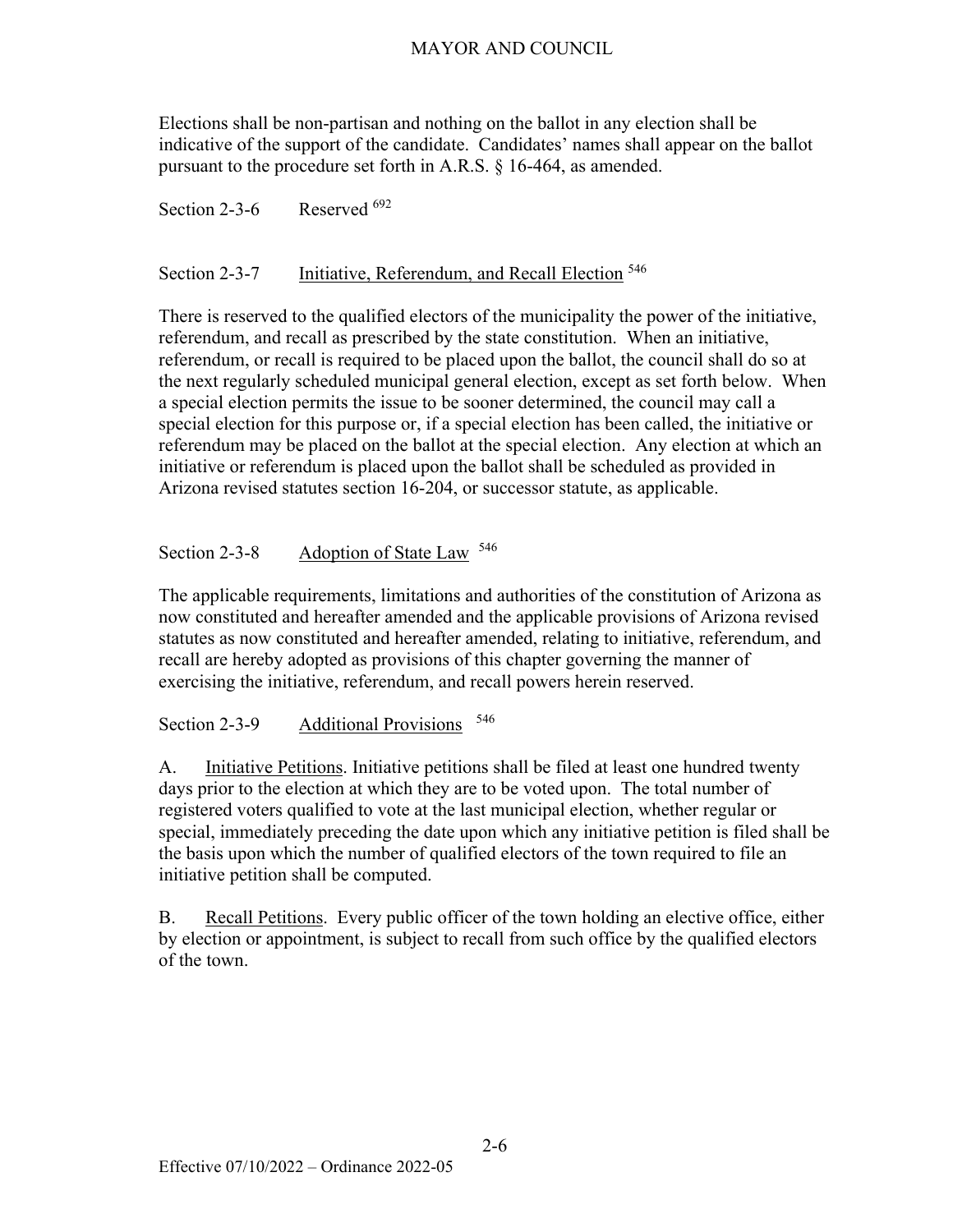Elections shall be non-partisan and nothing on the ballot in any election shall be indicative of the support of the candidate. Candidates' names shall appear on the ballot pursuant to the procedure set forth in A.R.S. § 16-464, as amended.

Section 2-3-6 Reserved [692]

## Section 2-3-7 Initiative, Referendum, and Recall Election [546]

There is reserved to the qualified electors of the municipality the power of the initiative, referendum, and recall as prescribed by the state constitution. When an initiative, referendum, or recall is required to be placed upon the ballot, the council shall do so at the next regularly scheduled municipal general election, except as set forth below. When a special election permits the issue to be sooner determined, the council may call a special election for this purpose or, if a special election has been called, the initiative or referendum may be placed on the ballot at the special election. Any election at which an initiative or referendum is placed upon the ballot shall be scheduled as provided in Arizona revised statutes section 16-204, or successor statute, as applicable.

## Section 2-3-8 Adoption of State Law [546]

The applicable requirements, limitations and authorities of the constitution of Arizona as now constituted and hereafter amended and the applicable provisions of Arizona revised statutes as now constituted and hereafter amended, relating to initiative, referendum, and recall are hereby adopted as provisions of this chapter governing the manner of exercising the initiative, referendum, and recall powers herein reserved.

## Section 2-3-9 Additional Provisions [546]

A. Initiative Petitions. Initiative petitions shall be filed at least one hundred twenty days prior to the election at which they are to be voted upon. The total number of registered voters qualified to vote at the last municipal election, whether regular or special, immediately preceding the date upon which any initiative petition is filed shall be the basis upon which the number of qualified electors of the town required to file an initiative petition shall be computed.

B. Recall Petitions. Every public officer of the town holding an elective office, either by election or appointment, is subject to recall from such office by the qualified electors of the town.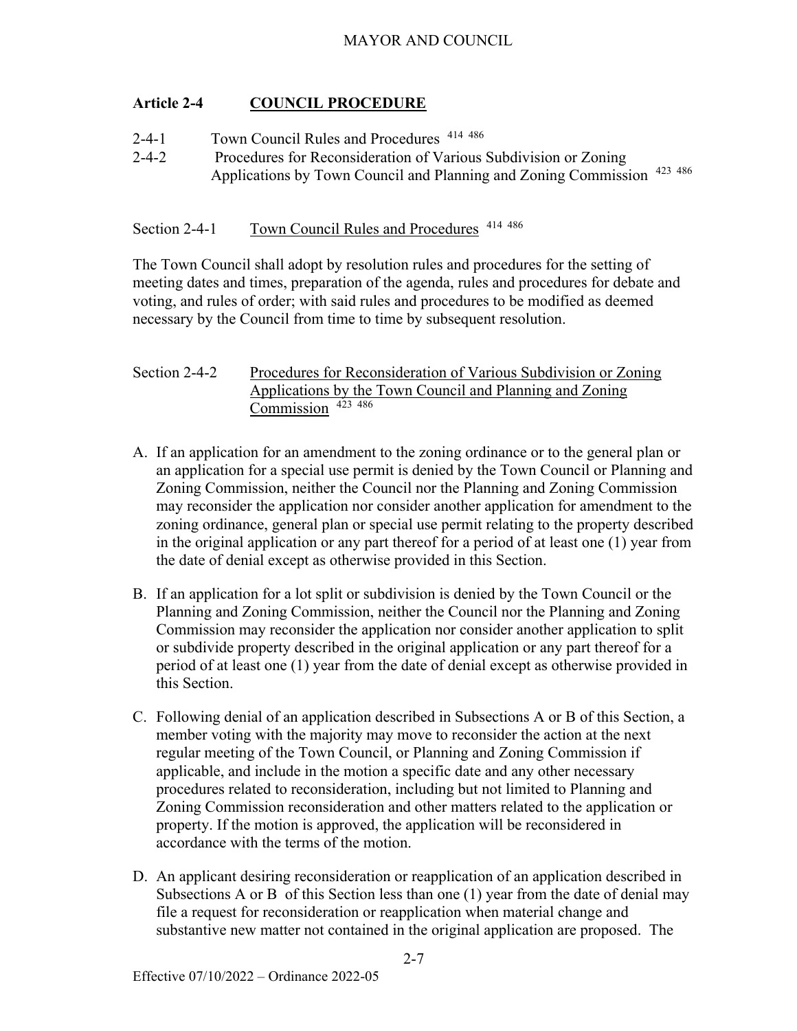## Article 2-4 COUNCIL PROCEDURE

2-4-1 Town Council Rules and Procedures [414] [486]
2-4-2 Procedures for Reconsideration of Various Subdivision or Zoning Applications by Town Council and Planning and Zoning Commission [423] [486]

### Section 2-4-1 Town Council Rules and Procedures [414] [486]

The Town Council shall adopt by resolution rules and procedures for the setting of meeting dates and times, preparation of the agenda, rules and procedures for debate and voting, and rules of order; with said rules and procedures to be modified as deemed necessary by the Council from time to time by subsequent resolution.

### Section 2-4-2 Procedures for Reconsideration of Various Subdivision or Zoning Applications by the Town Council and Planning and Zoning Commission [423] [486]

A. If an application for an amendment to the zoning ordinance or to the general plan or an application for a special use permit is denied by the Town Council or Planning and Zoning Commission, neither the Council nor the Planning and Zoning Commission may reconsider the application nor consider another application for amendment to the zoning ordinance, general plan or special use permit relating to the property described in the original application or any part thereof for a period of at least one (1) year from the date of denial except as otherwise provided in this Section.

B. If an application for a lot split or subdivision is denied by the Town Council or the Planning and Zoning Commission, neither the Council nor the Planning and Zoning Commission may reconsider the application nor consider another application to split or subdivide property described in the original application or any part thereof for a period of at least one (1) year from the date of denial except as otherwise provided in this Section.

C. Following denial of an application described in Subsections A or B of this Section, a member voting with the majority may move to reconsider the action at the next regular meeting of the Town Council, or Planning and Zoning Commission if applicable, and include in the motion a specific date and any other necessary procedures related to reconsideration, including but not limited to Planning and Zoning Commission reconsideration and other matters related to the application or property. If the motion is approved, the application will be reconsidered in accordance with the terms of the motion.

D. An applicant desiring reconsideration or reapplication of an application described in Subsections A or B of this Section less than one (1) year from the date of denial may file a request for reconsideration or reapplication when material change and substantive new matter not contained in the original application are proposed. The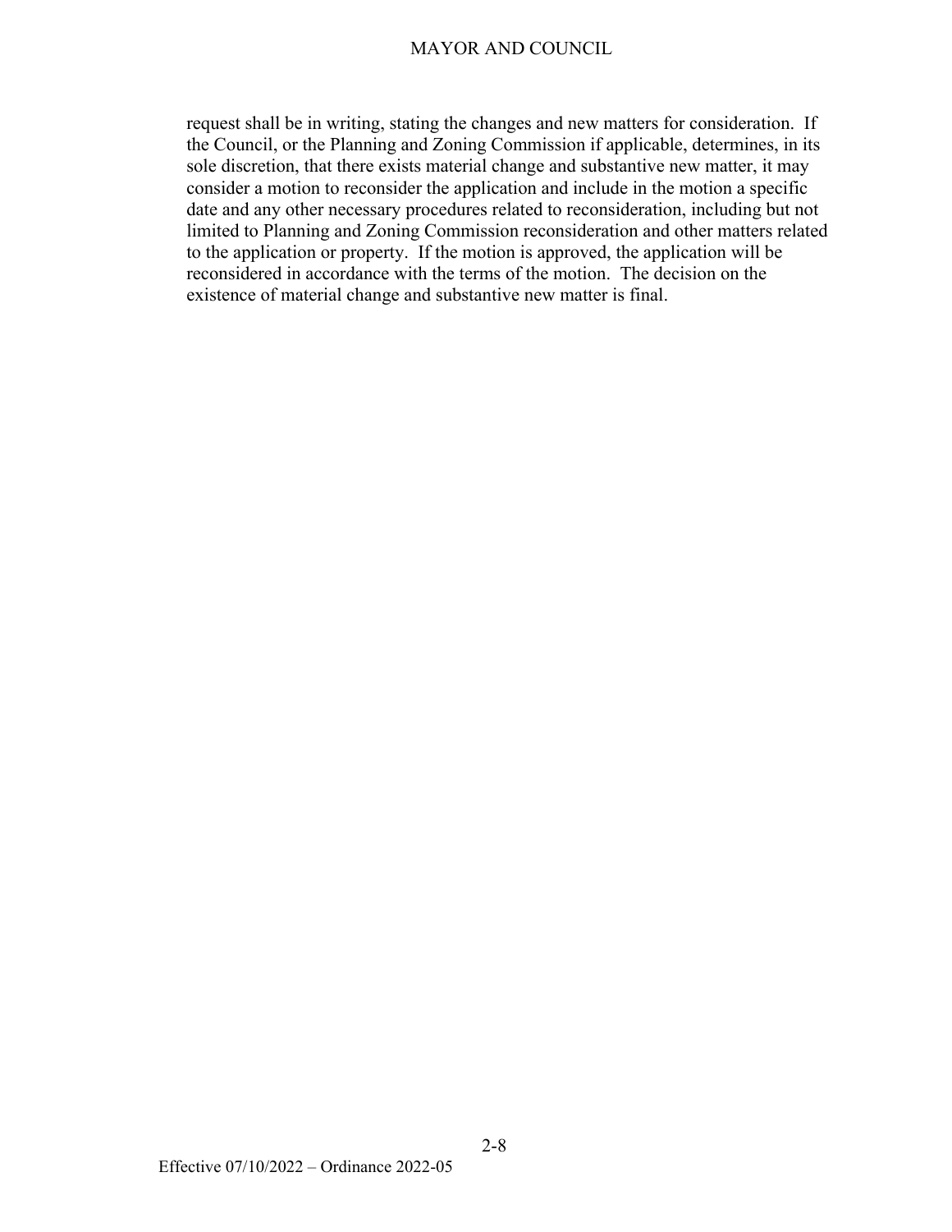request shall be in writing, stating the changes and new matters for consideration. If the Council, or the Planning and Zoning Commission if applicable, determines, in its sole discretion, that there exists material change and substantive new matter, it may consider a motion to reconsider the application and include in the motion a specific date and any other necessary procedures related to reconsideration, including but not limited to Planning and Zoning Commission reconsideration and other matters related to the application or property. If the motion is approved, the application will be reconsidered in accordance with the terms of the motion. The decision on the existence of material change and substantive new matter is final.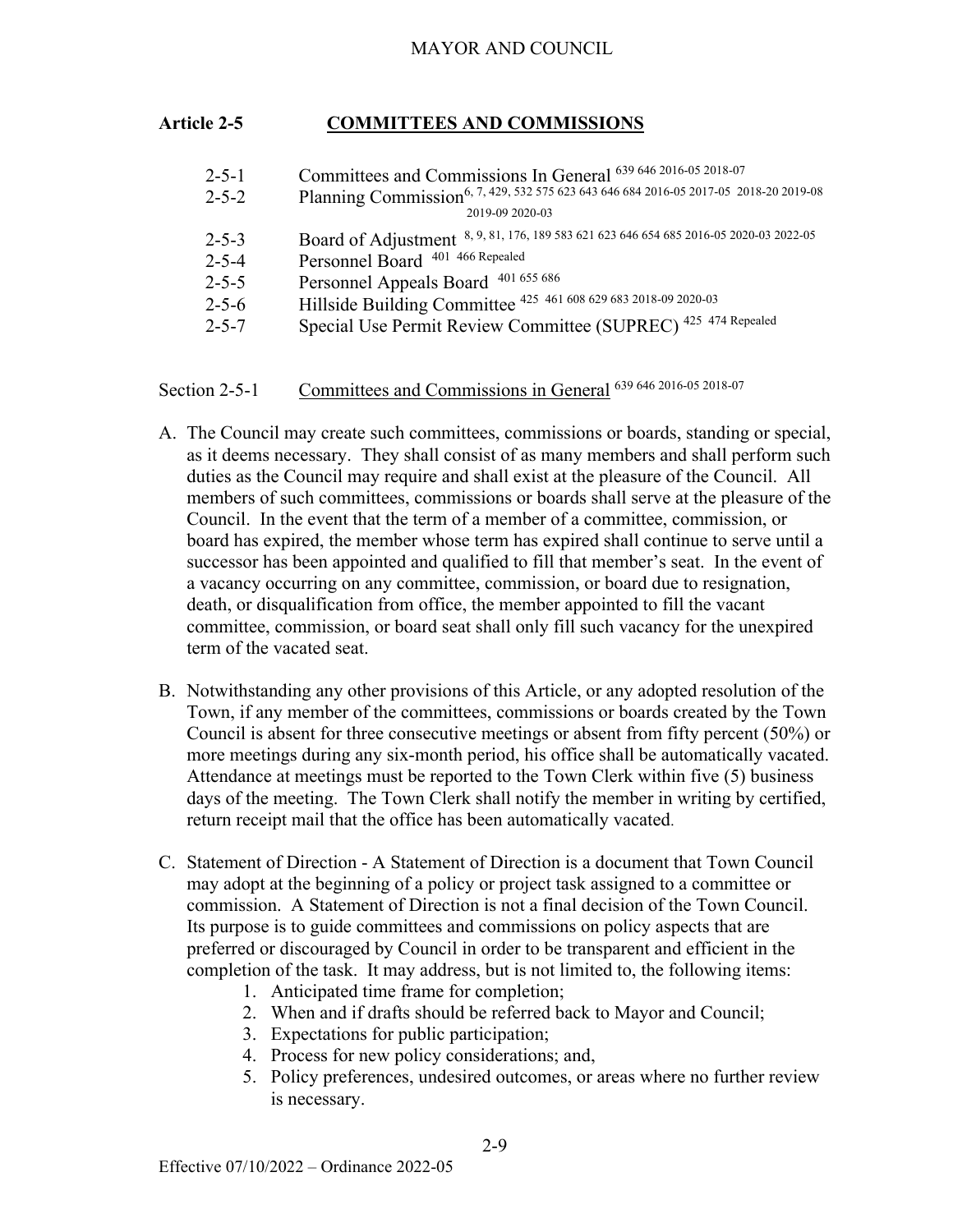## Article 2-5 COMMITTEES AND COMMISSIONS

| | |
|---|---|
| 2-5-1 | Committees and Commissions In General [639 646 2016-05 2018-07] |
| 2-5-2 | Planning Commission [6, 7, 429, 532 575 623 643 646 684 2016-05 2017-05 2018-20 2019-08 2019-09 2020-03] |
| 2-5-3 | Board of Adjustment [8, 9, 81, 176, 189 583 621 623 646 654 685 2016-05 2020-03 2022-05] |
| 2-5-4 | Personnel Board [401 466 Repealed] |
| 2-5-5 | Personnel Appeals Board [401 655 686] |
| 2-5-6 | Hillside Building Committee [425 461 608 629 683 2018-09 2020-03] |
| 2-5-7 | Special Use Permit Review Committee (SUPREC) [425 474 Repealed] |

### Section 2-5-1 Committees and Commissions in General [639 646 2016-05 2018-07]

A. The Council may create such committees, commissions or boards, standing or special, as it deems necessary. They shall consist of as many members and shall perform such duties as the Council may require and shall exist at the pleasure of the Council. All members of such committees, commissions or boards shall serve at the pleasure of the Council. In the event that the term of a member of a committee, commission, or board has expired, the member whose term has expired shall continue to serve until a successor has been appointed and qualified to fill that member's seat. In the event of a vacancy occurring on any committee, commission, or board due to resignation, death, or disqualification from office, the member appointed to fill the vacant committee, commission, or board seat shall only fill such vacancy for the unexpired term of the vacated seat.

B. Notwithstanding any other provisions of this Article, or any adopted resolution of the Town, if any member of the committees, commissions or boards created by the Town Council is absent for three consecutive meetings or absent from fifty percent (50%) or more meetings during any six-month period, his office shall be automatically vacated. Attendance at meetings must be reported to the Town Clerk within five (5) business days of the meeting. The Town Clerk shall notify the member in writing by certified, return receipt mail that the office has been automatically vacated.

C. Statement of Direction - A Statement of Direction is a document that Town Council may adopt at the beginning of a policy or project task assigned to a committee or commission. A Statement of Direction is not a final decision of the Town Council. Its purpose is to guide committees and commissions on policy aspects that are preferred or discouraged by Council in order to be transparent and efficient in the completion of the task. It may address, but is not limited to, the following items:
   1. Anticipated time frame for completion;
   2. When and if drafts should be referred back to Mayor and Council;
   3. Expectations for public participation;
   4. Process for new policy considerations; and,
   5. Policy preferences, undesired outcomes, or areas where no further review is necessary.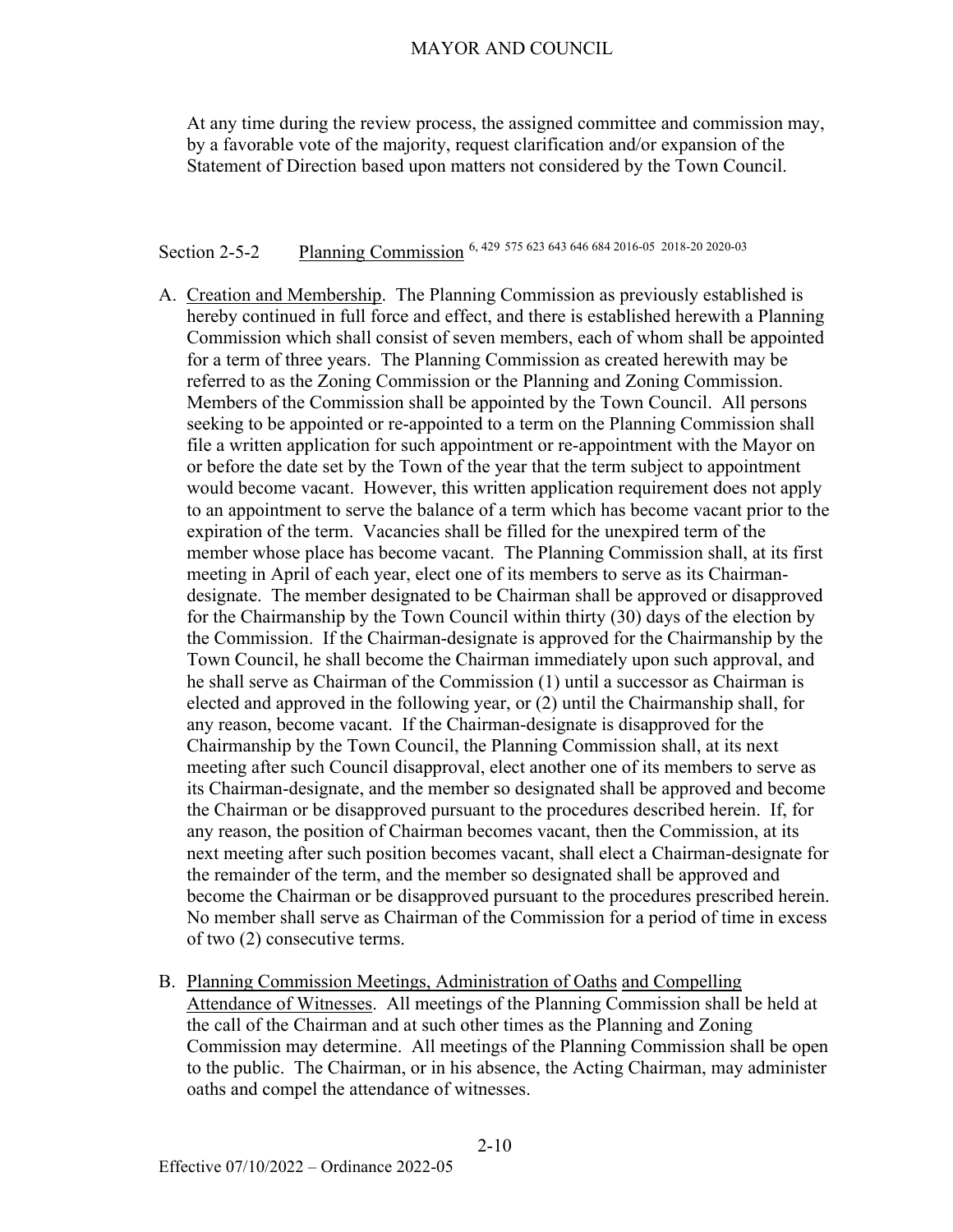At any time during the review process, the assigned committee and commission may, by a favorable vote of the majority, request clarification and/or expansion of the Statement of Direction based upon matters not considered by the Town Council.

## Section 2-5-2 Planning Commission [6, 429 575 623 643 646 684 2016-05 2018-20 2020-03]

A. Creation and Membership. The Planning Commission as previously established is hereby continued in full force and effect, and there is established herewith a Planning Commission which shall consist of seven members, each of whom shall be appointed for a term of three years. The Planning Commission as created herewith may be referred to as the Zoning Commission or the Planning and Zoning Commission. Members of the Commission shall be appointed by the Town Council. All persons seeking to be appointed or re-appointed to a term on the Planning Commission shall file a written application for such appointment or re-appointment with the Mayor on or before the date set by the Town of the year that the term subject to appointment would become vacant. However, this written application requirement does not apply to an appointment to serve the balance of a term which has become vacant prior to the expiration of the term. Vacancies shall be filled for the unexpired term of the member whose place has become vacant. The Planning Commission shall, at its first meeting in April of each year, elect one of its members to serve as its Chairman-designate. The member designated to be Chairman shall be approved or disapproved for the Chairmanship by the Town Council within thirty (30) days of the election by the Commission. If the Chairman-designate is approved for the Chairmanship by the Town Council, he shall become the Chairman immediately upon such approval, and he shall serve as Chairman of the Commission (1) until a successor as Chairman is elected and approved in the following year, or (2) until the Chairmanship shall, for any reason, become vacant. If the Chairman-designate is disapproved for the Chairmanship by the Town Council, the Planning Commission shall, at its next meeting after such Council disapproval, elect another one of its members to serve as its Chairman-designate, and the member so designated shall be approved and become the Chairman or be disapproved pursuant to the procedures described herein. If, for any reason, the position of Chairman becomes vacant, then the Commission, at its next meeting after such position becomes vacant, shall elect a Chairman-designate for the remainder of the term, and the member so designated shall be approved and become the Chairman or be disapproved pursuant to the procedures prescribed herein. No member shall serve as Chairman of the Commission for a period of time in excess of two (2) consecutive terms.

B. Planning Commission Meetings, Administration of Oaths and Compelling Attendance of Witnesses. All meetings of the Planning Commission shall be held at the call of the Chairman and at such other times as the Planning and Zoning Commission may determine. All meetings of the Planning Commission shall be open to the public. The Chairman, or in his absence, the Acting Chairman, may administer oaths and compel the attendance of witnesses.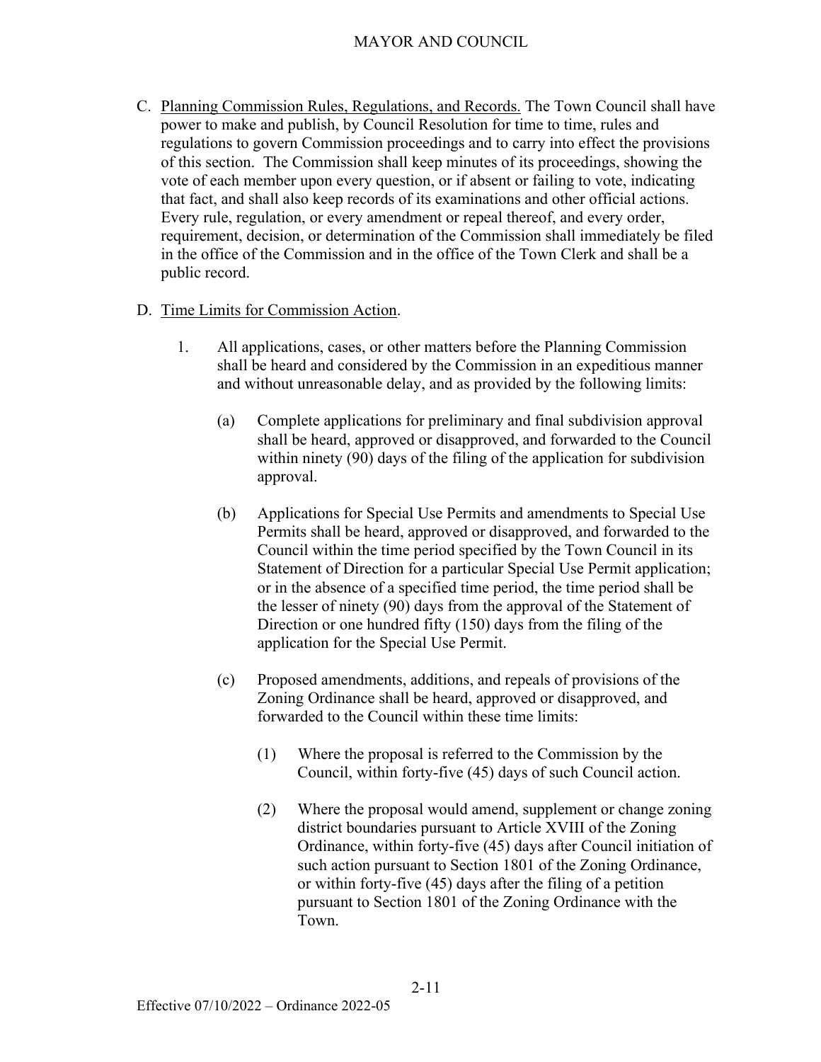C. Planning Commission Rules, Regulations, and Records. The Town Council shall have power to make and publish, by Council Resolution for time to time, rules and regulations to govern Commission proceedings and to carry into effect the provisions of this section. The Commission shall keep minutes of its proceedings, showing the vote of each member upon every question, or if absent or failing to vote, indicating that fact, and shall also keep records of its examinations and other official actions. Every rule, regulation, or every amendment or repeal thereof, and every order, requirement, decision, or determination of the Commission shall immediately be filed in the office of the Commission and in the office of the Town Clerk and shall be a public record.

D. Time Limits for Commission Action.

1. All applications, cases, or other matters before the Planning Commission shall be heard and considered by the Commission in an expeditious manner and without unreasonable delay, and as provided by the following limits:

   (a) Complete applications for preliminary and final subdivision approval shall be heard, approved or disapproved, and forwarded to the Council within ninety (90) days of the filing of the application for subdivision approval.

   (b) Applications for Special Use Permits and amendments to Special Use Permits shall be heard, approved or disapproved, and forwarded to the Council within the time period specified by the Town Council in its Statement of Direction for a particular Special Use Permit application; or in the absence of a specified time period, the time period shall be the lesser of ninety (90) days from the approval of the Statement of Direction or one hundred fifty (150) days from the filing of the application for the Special Use Permit.

   (c) Proposed amendments, additions, and repeals of provisions of the Zoning Ordinance shall be heard, approved or disapproved, and forwarded to the Council within these time limits:

      (1) Where the proposal is referred to the Commission by the Council, within forty-five (45) days of such Council action.

      (2) Where the proposal would amend, supplement or change zoning district boundaries pursuant to Article XVIII of the Zoning Ordinance, within forty-five (45) days after Council initiation of such action pursuant to Section 1801 of the Zoning Ordinance, or within forty-five (45) days after the filing of a petition pursuant to Section 1801 of the Zoning Ordinance with the Town.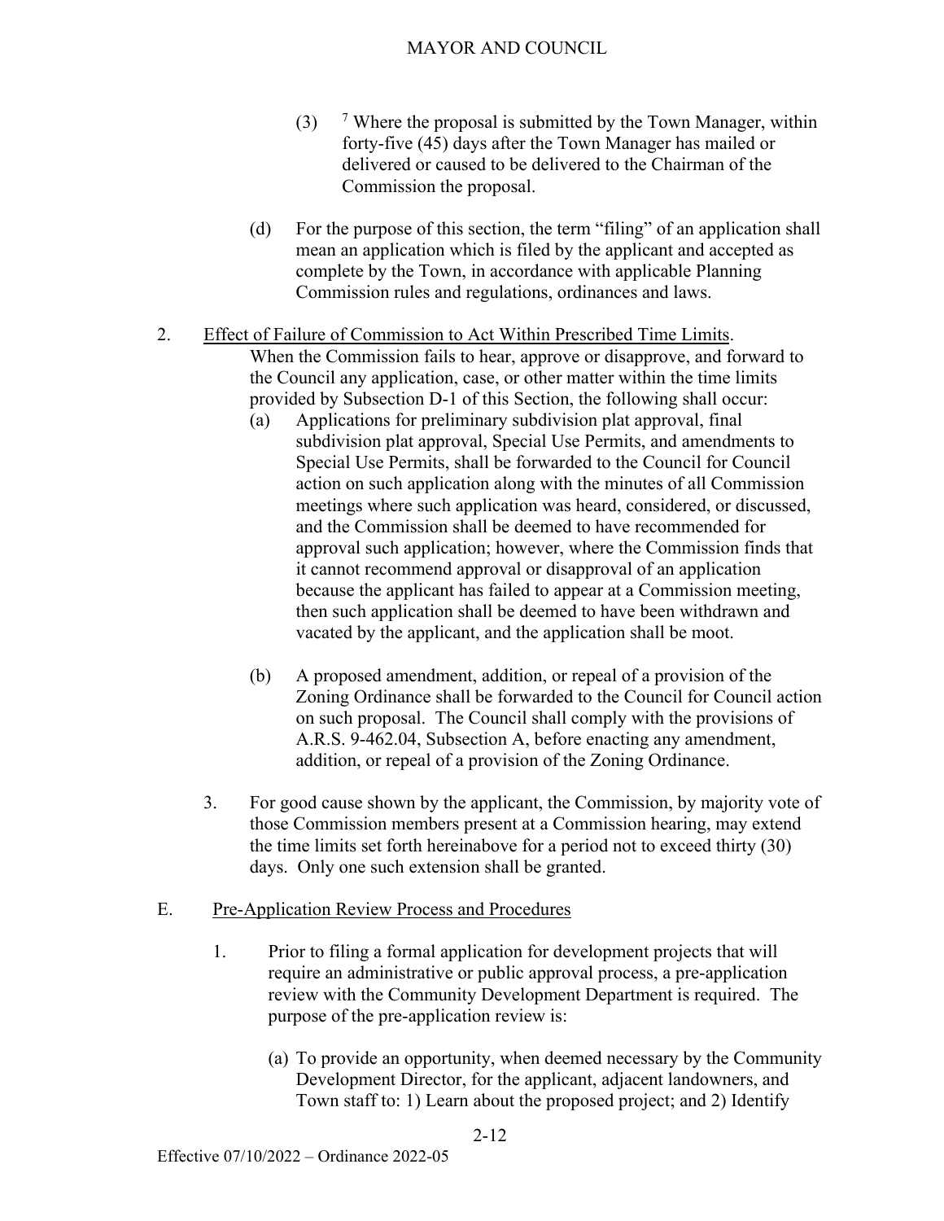(3) [7] Where the proposal is submitted by the Town Manager, within forty-five (45) days after the Town Manager has mailed or delivered or caused to be delivered to the Chairman of the Commission the proposal.

(d) For the purpose of this section, the term "filing" of an application shall mean an application which is filed by the applicant and accepted as complete by the Town, in accordance with applicable Planning Commission rules and regulations, ordinances and laws.

2. Effect of Failure of Commission to Act Within Prescribed Time Limits.
When the Commission fails to hear, approve or disapprove, and forward to the Council any application, case, or other matter within the time limits provided by Subsection D-1 of this Section, the following shall occur:

(a) Applications for preliminary subdivision plat approval, final subdivision plat approval, Special Use Permits, and amendments to Special Use Permits, shall be forwarded to the Council for Council action on such application along with the minutes of all Commission meetings where such application was heard, considered, or discussed, and the Commission shall be deemed to have recommended for approval such application; however, where the Commission finds that it cannot recommend approval or disapproval of an application because the applicant has failed to appear at a Commission meeting, then such application shall be deemed to have been withdrawn and vacated by the applicant, and the application shall be moot.

(b) A proposed amendment, addition, or repeal of a provision of the Zoning Ordinance shall be forwarded to the Council for Council action on such proposal. The Council shall comply with the provisions of A.R.S. 9-462.04, Subsection A, before enacting any amendment, addition, or repeal of a provision of the Zoning Ordinance.

3. For good cause shown by the applicant, the Commission, by majority vote of those Commission members present at a Commission hearing, may extend the time limits set forth hereinabove for a period not to exceed thirty (30) days. Only one such extension shall be granted.

E. Pre-Application Review Process and Procedures

1. Prior to filing a formal application for development projects that will require an administrative or public approval process, a pre-application review with the Community Development Department is required. The purpose of the pre-application review is:

(a) To provide an opportunity, when deemed necessary by the Community Development Director, for the applicant, adjacent landowners, and Town staff to: 1) Learn about the proposed project; and 2) Identify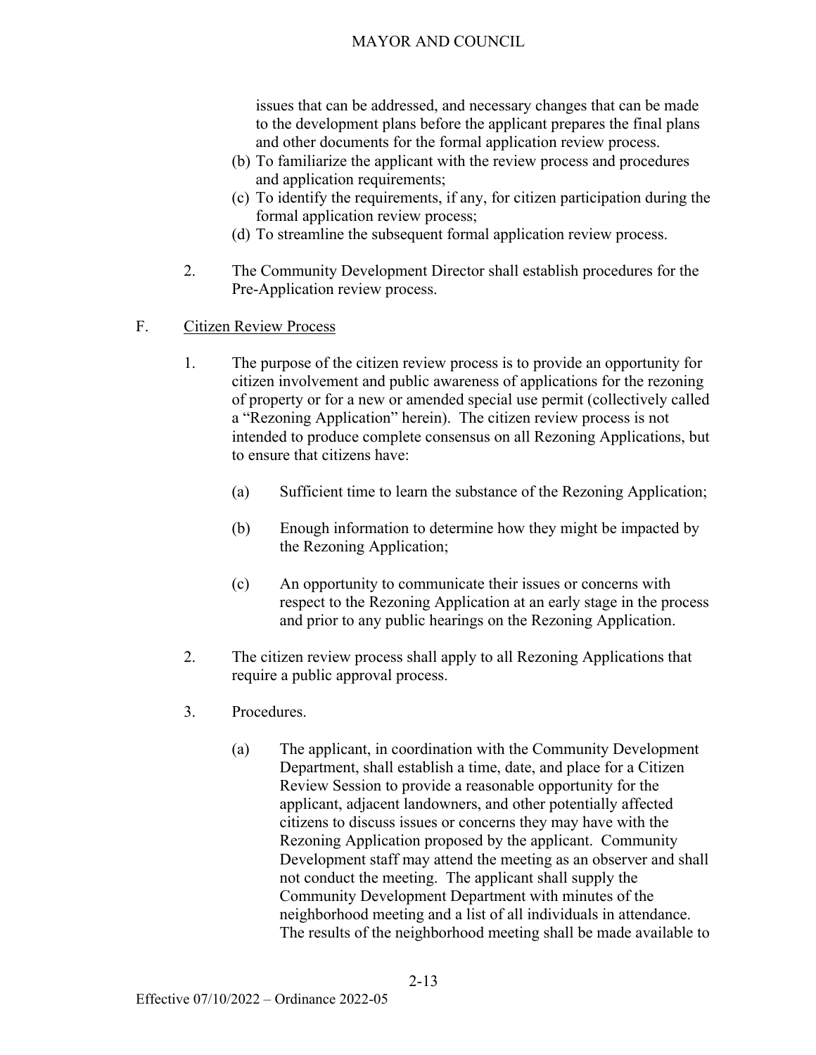issues that can be addressed, and necessary changes that can be made to the development plans before the applicant prepares the final plans and other documents for the formal application review process.

(b) To familiarize the applicant with the review process and procedures and application requirements;

(c) To identify the requirements, if any, for citizen participation during the formal application review process;

(d) To streamline the subsequent formal application review process.

2. The Community Development Director shall establish procedures for the Pre-Application review process.

F. <u>Citizen Review Process</u>

1. The purpose of the citizen review process is to provide an opportunity for citizen involvement and public awareness of applications for the rezoning of property or for a new or amended special use permit (collectively called a "Rezoning Application" herein). The citizen review process is not intended to produce complete consensus on all Rezoning Applications, but to ensure that citizens have:

   (a) Sufficient time to learn the substance of the Rezoning Application;

   (b) Enough information to determine how they might be impacted by the Rezoning Application;

   (c) An opportunity to communicate their issues or concerns with respect to the Rezoning Application at an early stage in the process and prior to any public hearings on the Rezoning Application.

2. The citizen review process shall apply to all Rezoning Applications that require a public approval process.

3. Procedures.

   (a) The applicant, in coordination with the Community Development Department, shall establish a time, date, and place for a Citizen Review Session to provide a reasonable opportunity for the applicant, adjacent landowners, and other potentially affected citizens to discuss issues or concerns they may have with the Rezoning Application proposed by the applicant. Community Development staff may attend the meeting as an observer and shall not conduct the meeting. The applicant shall supply the Community Development Department with minutes of the neighborhood meeting and a list of all individuals in attendance. The results of the neighborhood meeting shall be made available to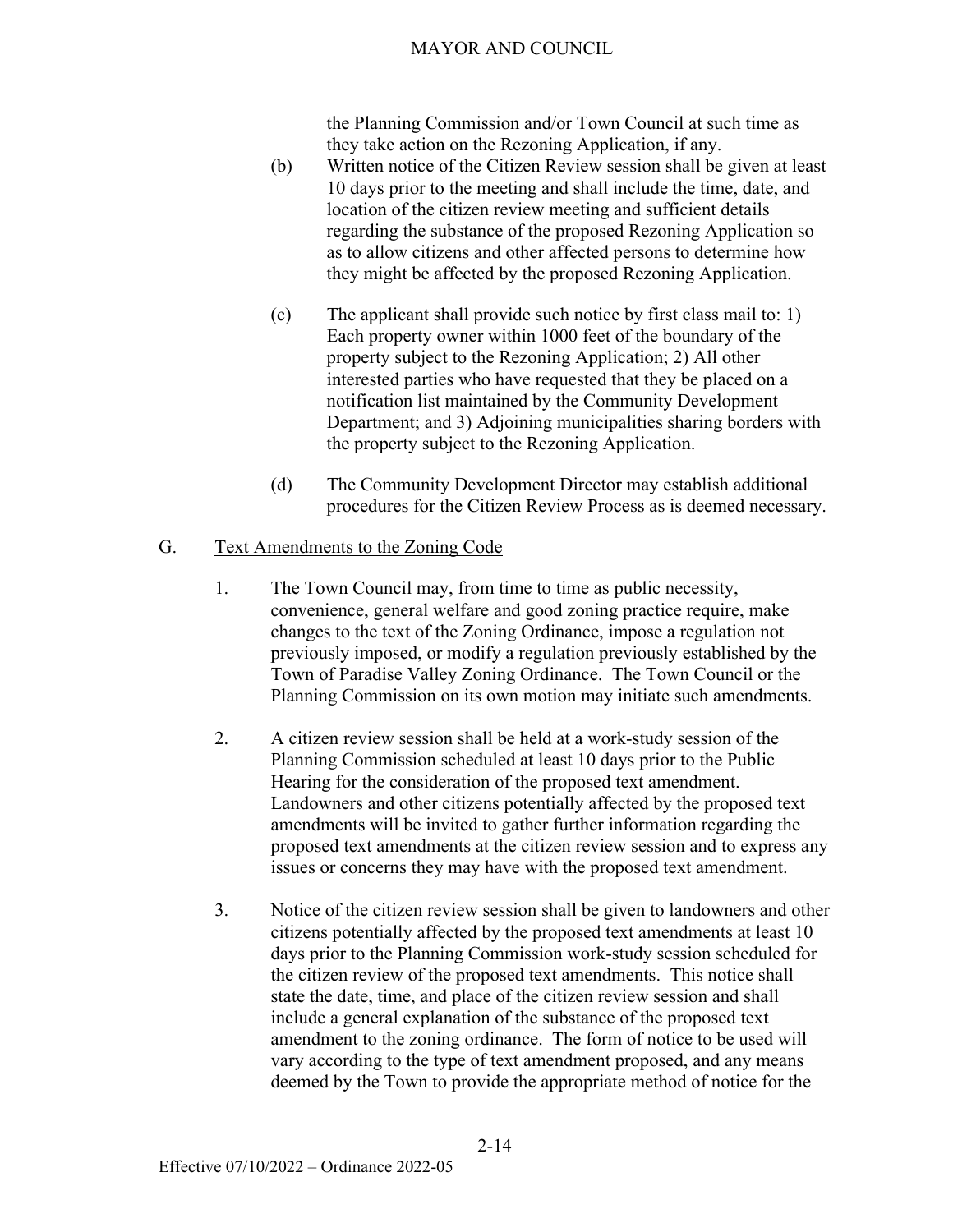the Planning Commission and/or Town Council at such time as they take action on the Rezoning Application, if any.

(b) Written notice of the Citizen Review session shall be given at least 10 days prior to the meeting and shall include the time, date, and location of the citizen review meeting and sufficient details regarding the substance of the proposed Rezoning Application so as to allow citizens and other affected persons to determine how they might be affected by the proposed Rezoning Application.

(c) The applicant shall provide such notice by first class mail to: 1) Each property owner within 1000 feet of the boundary of the property subject to the Rezoning Application; 2) All other interested parties who have requested that they be placed on a notification list maintained by the Community Development Department; and 3) Adjoining municipalities sharing borders with the property subject to the Rezoning Application.

(d) The Community Development Director may establish additional procedures for the Citizen Review Process as is deemed necessary.

G. Text Amendments to the Zoning Code

1. The Town Council may, from time to time as public necessity, convenience, general welfare and good zoning practice require, make changes to the text of the Zoning Ordinance, impose a regulation not previously imposed, or modify a regulation previously established by the Town of Paradise Valley Zoning Ordinance. The Town Council or the Planning Commission on its own motion may initiate such amendments.

2. A citizen review session shall be held at a work-study session of the Planning Commission scheduled at least 10 days prior to the Public Hearing for the consideration of the proposed text amendment. Landowners and other citizens potentially affected by the proposed text amendments will be invited to gather further information regarding the proposed text amendments at the citizen review session and to express any issues or concerns they may have with the proposed text amendment.

3. Notice of the citizen review session shall be given to landowners and other citizens potentially affected by the proposed text amendments at least 10 days prior to the Planning Commission work-study session scheduled for the citizen review of the proposed text amendments. This notice shall state the date, time, and place of the citizen review session and shall include a general explanation of the substance of the proposed text amendment to the zoning ordinance. The form of notice to be used will vary according to the type of text amendment proposed, and any means deemed by the Town to provide the appropriate method of notice for the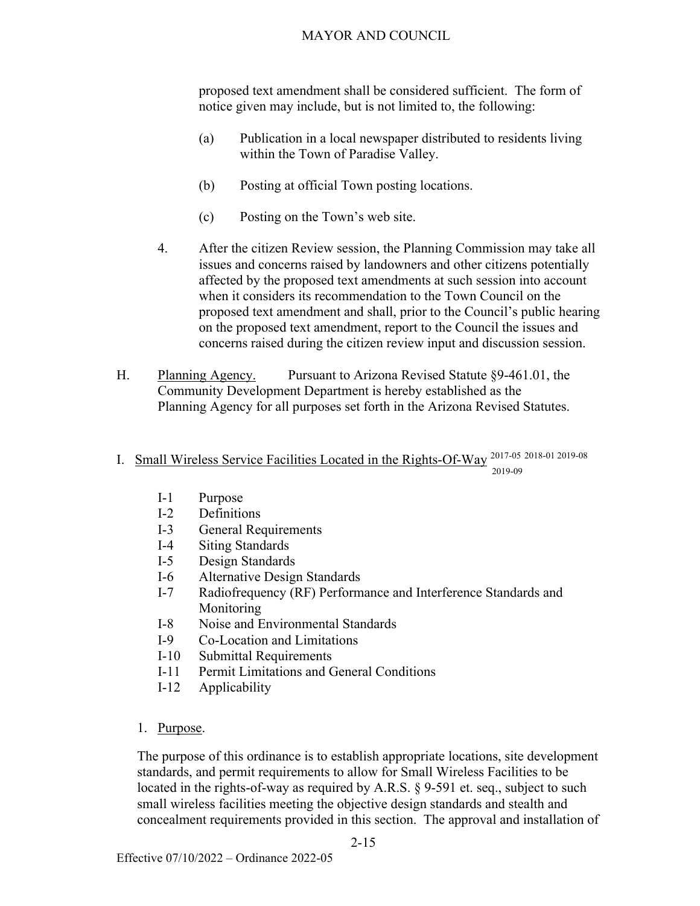proposed text amendment shall be considered sufficient. The form of notice given may include, but is not limited to, the following:

(a) Publication in a local newspaper distributed to residents living within the Town of Paradise Valley.

(b) Posting at official Town posting locations.

(c) Posting on the Town's web site.

4. After the citizen Review session, the Planning Commission may take all issues and concerns raised by landowners and other citizens potentially affected by the proposed text amendments at such session into account when it considers its recommendation to the Town Council on the proposed text amendment and shall, prior to the Council's public hearing on the proposed text amendment, report to the Council the issues and concerns raised during the citizen review input and discussion session.

H. Planning Agency. Pursuant to Arizona Revised Statute §9-461.01, the Community Development Department is hereby established as the Planning Agency for all purposes set forth in the Arizona Revised Statutes.

I. Small Wireless Service Facilities Located in the Rights-Of-Way [2017-05 2018-01 2019-08 2019-09]

- I-1 Purpose
- I-2 Definitions
- I-3 General Requirements
- I-4 Siting Standards
- I-5 Design Standards
- I-6 Alternative Design Standards
- I-7 Radiofrequency (RF) Performance and Interference Standards and Monitoring
- I-8 Noise and Environmental Standards
- I-9 Co-Location and Limitations
- I-10 Submittal Requirements
- I-11 Permit Limitations and General Conditions
- I-12 Applicability

1. Purpose.

The purpose of this ordinance is to establish appropriate locations, site development standards, and permit requirements to allow for Small Wireless Facilities to be located in the rights-of-way as required by A.R.S. § 9-591 et. seq., subject to such small wireless facilities meeting the objective design standards and stealth and concealment requirements provided in this section. The approval and installation of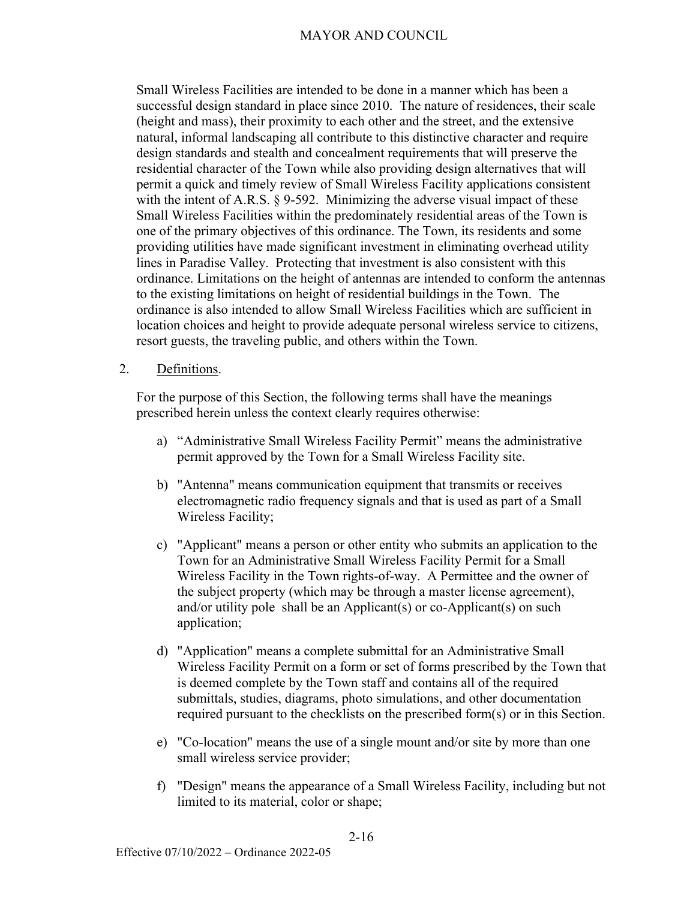Small Wireless Facilities are intended to be done in a manner which has been a successful design standard in place since 2010. The nature of residences, their scale (height and mass), their proximity to each other and the street, and the extensive natural, informal landscaping all contribute to this distinctive character and require design standards and stealth and concealment requirements that will preserve the residential character of the Town while also providing design alternatives that will permit a quick and timely review of Small Wireless Facility applications consistent with the intent of A.R.S. § 9-592. Minimizing the adverse visual impact of these Small Wireless Facilities within the predominately residential areas of the Town is one of the primary objectives of this ordinance. The Town, its residents and some providing utilities have made significant investment in eliminating overhead utility lines in Paradise Valley. Protecting that investment is also consistent with this ordinance. Limitations on the height of antennas are intended to conform the antennas to the existing limitations on height of residential buildings in the Town. The ordinance is also intended to allow Small Wireless Facilities which are sufficient in location choices and height to provide adequate personal wireless service to citizens, resort guests, the traveling public, and others within the Town.

2. Definitions.

For the purpose of this Section, the following terms shall have the meanings prescribed herein unless the context clearly requires otherwise:

a) "Administrative Small Wireless Facility Permit" means the administrative permit approved by the Town for a Small Wireless Facility site.

b) "Antenna" means communication equipment that transmits or receives electromagnetic radio frequency signals and that is used as part of a Small Wireless Facility;

c) "Applicant" means a person or other entity who submits an application to the Town for an Administrative Small Wireless Facility Permit for a Small Wireless Facility in the Town rights-of-way. A Permittee and the owner of the subject property (which may be through a master license agreement), and/or utility pole shall be an Applicant(s) or co-Applicant(s) on such application;

d) "Application" means a complete submittal for an Administrative Small Wireless Facility Permit on a form or set of forms prescribed by the Town that is deemed complete by the Town staff and contains all of the required submittals, studies, diagrams, photo simulations, and other documentation required pursuant to the checklists on the prescribed form(s) or in this Section.

e) "Co-location" means the use of a single mount and/or site by more than one small wireless service provider;

f) "Design" means the appearance of a Small Wireless Facility, including but not limited to its material, color or shape;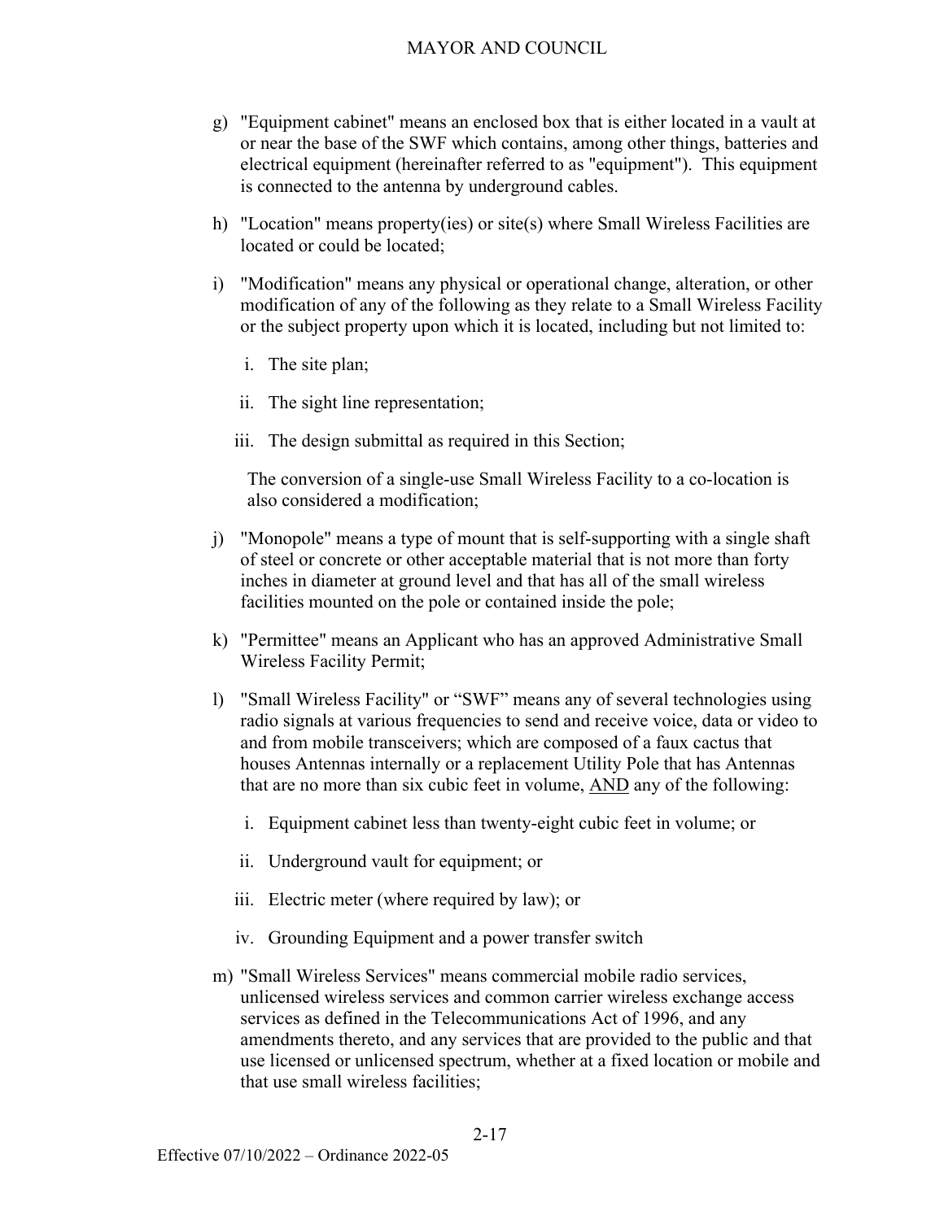g) "Equipment cabinet" means an enclosed box that is either located in a vault at or near the base of the SWF which contains, among other things, batteries and electrical equipment (hereinafter referred to as "equipment"). This equipment is connected to the antenna by underground cables.

h) "Location" means property(ies) or site(s) where Small Wireless Facilities are located or could be located;

i) "Modification" means any physical or operational change, alteration, or other modification of any of the following as they relate to a Small Wireless Facility or the subject property upon which it is located, including but not limited to:

   i. The site plan;

   ii. The sight line representation;

   iii. The design submittal as required in this Section;

   The conversion of a single-use Small Wireless Facility to a co-location is also considered a modification;

j) "Monopole" means a type of mount that is self-supporting with a single shaft of steel or concrete or other acceptable material that is not more than forty inches in diameter at ground level and that has all of the small wireless facilities mounted on the pole or contained inside the pole;

k) "Permittee" means an Applicant who has an approved Administrative Small Wireless Facility Permit;

l) "Small Wireless Facility" or "SWF" means any of several technologies using radio signals at various frequencies to send and receive voice, data or video to and from mobile transceivers; which are composed of a faux cactus that houses Antennas internally or a replacement Utility Pole that has Antennas that are no more than six cubic feet in volume, <u>AND</u> any of the following:

   i. Equipment cabinet less than twenty-eight cubic feet in volume; or

   ii. Underground vault for equipment; or

   iii. Electric meter (where required by law); or

   iv. Grounding Equipment and a power transfer switch

m) "Small Wireless Services" means commercial mobile radio services, unlicensed wireless services and common carrier wireless exchange access services as defined in the Telecommunications Act of 1996, and any amendments thereto, and any services that are provided to the public and that use licensed or unlicensed spectrum, whether at a fixed location or mobile and that use small wireless facilities;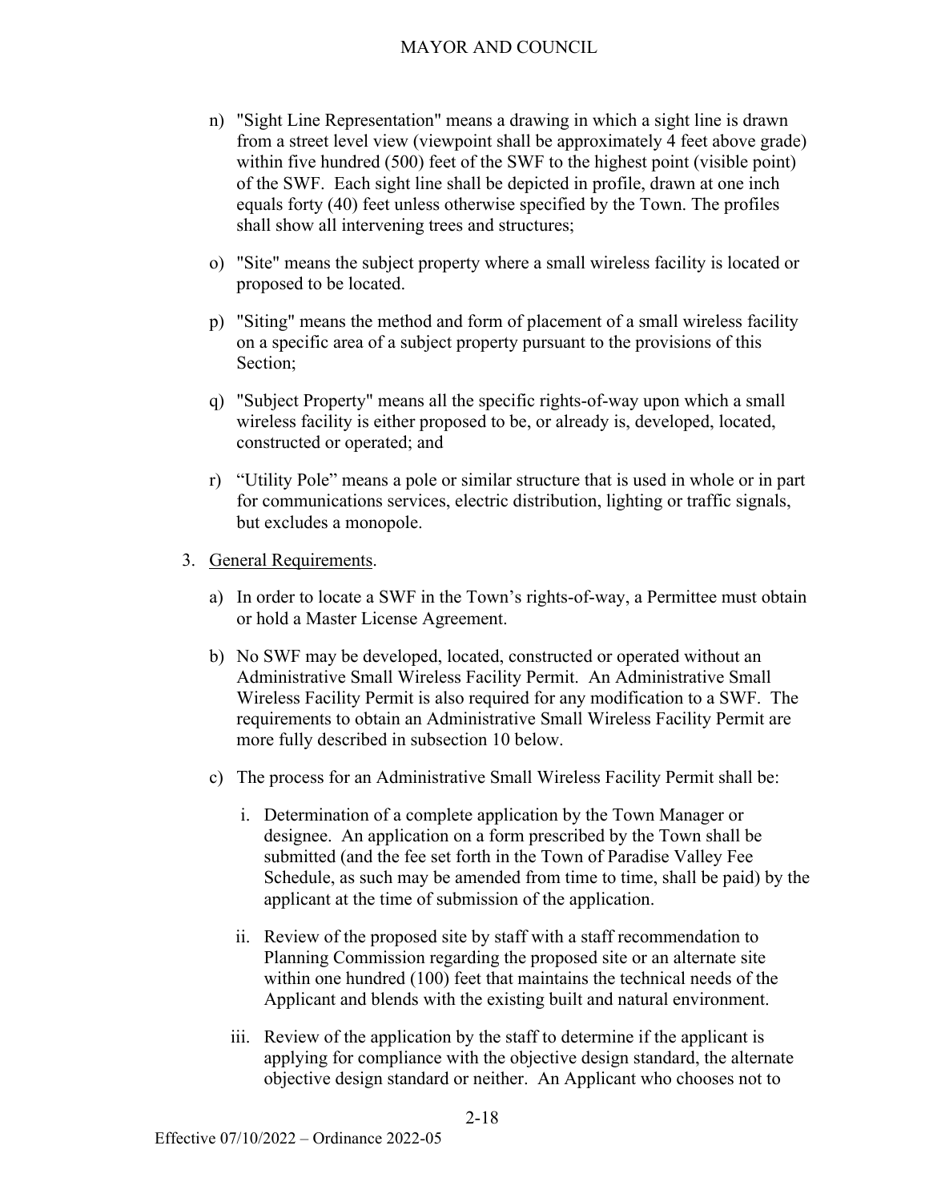n) "Sight Line Representation" means a drawing in which a sight line is drawn from a street level view (viewpoint shall be approximately 4 feet above grade) within five hundred (500) feet of the SWF to the highest point (visible point) of the SWF. Each sight line shall be depicted in profile, drawn at one inch equals forty (40) feet unless otherwise specified by the Town. The profiles shall show all intervening trees and structures;

o) "Site" means the subject property where a small wireless facility is located or proposed to be located.

p) "Siting" means the method and form of placement of a small wireless facility on a specific area of a subject property pursuant to the provisions of this Section;

q) "Subject Property" means all the specific rights-of-way upon which a small wireless facility is either proposed to be, or already is, developed, located, constructed or operated; and

r) "Utility Pole" means a pole or similar structure that is used in whole or in part for communications services, electric distribution, lighting or traffic signals, but excludes a monopole.

3. General Requirements.

a) In order to locate a SWF in the Town's rights-of-way, a Permittee must obtain or hold a Master License Agreement.

b) No SWF may be developed, located, constructed or operated without an Administrative Small Wireless Facility Permit. An Administrative Small Wireless Facility Permit is also required for any modification to a SWF. The requirements to obtain an Administrative Small Wireless Facility Permit are more fully described in subsection 10 below.

c) The process for an Administrative Small Wireless Facility Permit shall be:

i. Determination of a complete application by the Town Manager or designee. An application on a form prescribed by the Town shall be submitted (and the fee set forth in the Town of Paradise Valley Fee Schedule, as such may be amended from time to time, shall be paid) by the applicant at the time of submission of the application.

ii. Review of the proposed site by staff with a staff recommendation to Planning Commission regarding the proposed site or an alternate site within one hundred (100) feet that maintains the technical needs of the Applicant and blends with the existing built and natural environment.

iii. Review of the application by the staff to determine if the applicant is applying for compliance with the objective design standard, the alternate objective design standard or neither. An Applicant who chooses not to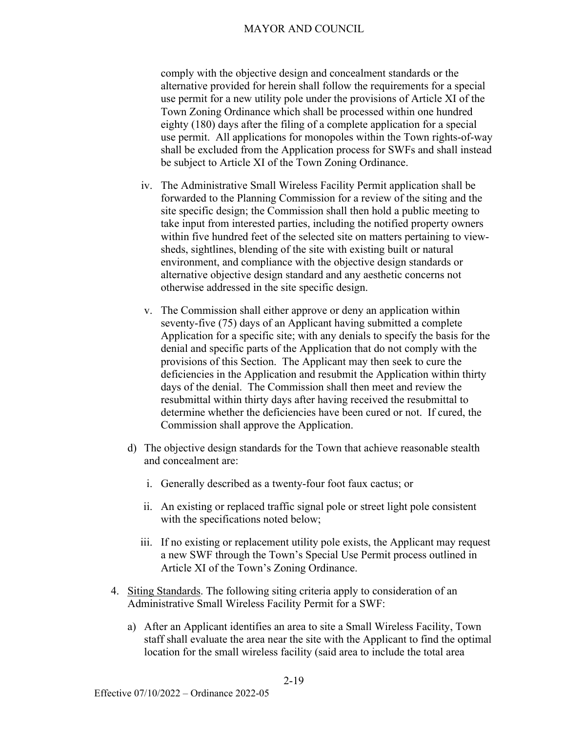comply with the objective design and concealment standards or the alternative provided for herein shall follow the requirements for a special use permit for a new utility pole under the provisions of Article XI of the Town Zoning Ordinance which shall be processed within one hundred eighty (180) days after the filing of a complete application for a special use permit. All applications for monopoles within the Town rights-of-way shall be excluded from the Application process for SWFs and shall instead be subject to Article XI of the Town Zoning Ordinance.

iv. The Administrative Small Wireless Facility Permit application shall be forwarded to the Planning Commission for a review of the siting and the site specific design; the Commission shall then hold a public meeting to take input from interested parties, including the notified property owners within five hundred feet of the selected site on matters pertaining to view-sheds, sightlines, blending of the site with existing built or natural environment, and compliance with the objective design standards or alternative objective design standard and any aesthetic concerns not otherwise addressed in the site specific design.

v. The Commission shall either approve or deny an application within seventy-five (75) days of an Applicant having submitted a complete Application for a specific site; with any denials to specify the basis for the denial and specific parts of the Application that do not comply with the provisions of this Section. The Applicant may then seek to cure the deficiencies in the Application and resubmit the Application within thirty days of the denial. The Commission shall then meet and review the resubmittal within thirty days after having received the resubmittal to determine whether the deficiencies have been cured or not. If cured, the Commission shall approve the Application.

d) The objective design standards for the Town that achieve reasonable stealth and concealment are:

i. Generally described as a twenty-four foot faux cactus; or

ii. An existing or replaced traffic signal pole or street light pole consistent with the specifications noted below;

iii. If no existing or replacement utility pole exists, the Applicant may request a new SWF through the Town's Special Use Permit process outlined in Article XI of the Town's Zoning Ordinance.

4. Siting Standards. The following siting criteria apply to consideration of an Administrative Small Wireless Facility Permit for a SWF:

a) After an Applicant identifies an area to site a Small Wireless Facility, Town staff shall evaluate the area near the site with the Applicant to find the optimal location for the small wireless facility (said area to include the total area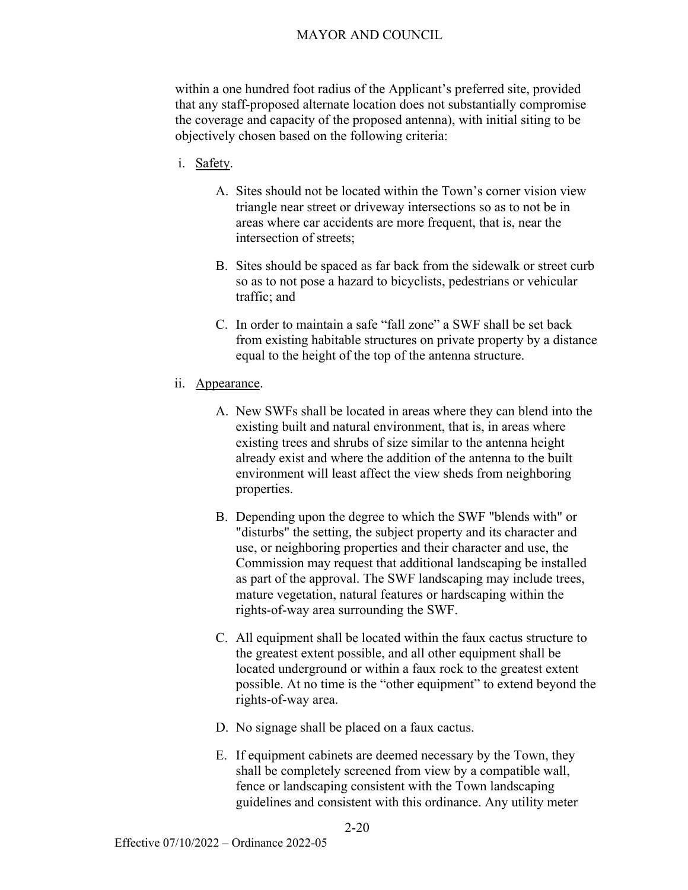within a one hundred foot radius of the Applicant's preferred site, provided that any staff-proposed alternate location does not substantially compromise the coverage and capacity of the proposed antenna), with initial siting to be objectively chosen based on the following criteria:

i. Safety.

   A. Sites should not be located within the Town's corner vision view triangle near street or driveway intersections so as to not be in areas where car accidents are more frequent, that is, near the intersection of streets;

   B. Sites should be spaced as far back from the sidewalk or street curb so as to not pose a hazard to bicyclists, pedestrians or vehicular traffic; and

   C. In order to maintain a safe "fall zone" a SWF shall be set back from existing habitable structures on private property by a distance equal to the height of the top of the antenna structure.

ii. Appearance.

   A. New SWFs shall be located in areas where they can blend into the existing built and natural environment, that is, in areas where existing trees and shrubs of size similar to the antenna height already exist and where the addition of the antenna to the built environment will least affect the view sheds from neighboring properties.

   B. Depending upon the degree to which the SWF "blends with" or "disturbs" the setting, the subject property and its character and use, or neighboring properties and their character and use, the Commission may request that additional landscaping be installed as part of the approval. The SWF landscaping may include trees, mature vegetation, natural features or hardscaping within the rights-of-way area surrounding the SWF.

   C. All equipment shall be located within the faux cactus structure to the greatest extent possible, and all other equipment shall be located underground or within a faux rock to the greatest extent possible. At no time is the "other equipment" to extend beyond the rights-of-way area.

   D. No signage shall be placed on a faux cactus.

   E. If equipment cabinets are deemed necessary by the Town, they shall be completely screened from view by a compatible wall, fence or landscaping consistent with the Town landscaping guidelines and consistent with this ordinance. Any utility meter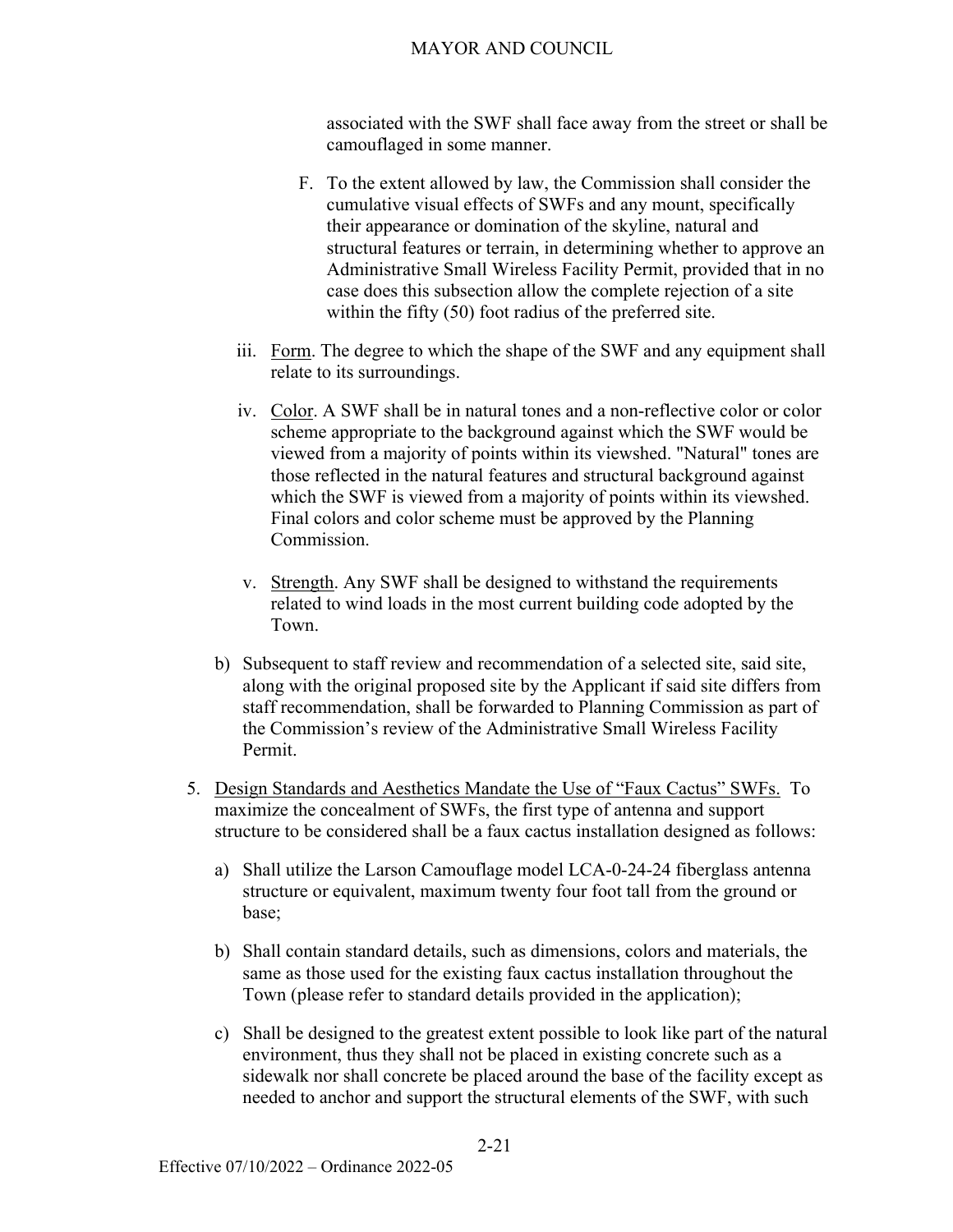associated with the SWF shall face away from the street or shall be camouflaged in some manner.

F. To the extent allowed by law, the Commission shall consider the cumulative visual effects of SWFs and any mount, specifically their appearance or domination of the skyline, natural and structural features or terrain, in determining whether to approve an Administrative Small Wireless Facility Permit, provided that in no case does this subsection allow the complete rejection of a site within the fifty (50) foot radius of the preferred site.

iii. Form. The degree to which the shape of the SWF and any equipment shall relate to its surroundings.

iv. Color. A SWF shall be in natural tones and a non-reflective color or color scheme appropriate to the background against which the SWF would be viewed from a majority of points within its viewshed. "Natural" tones are those reflected in the natural features and structural background against which the SWF is viewed from a majority of points within its viewshed. Final colors and color scheme must be approved by the Planning Commission.

v. Strength. Any SWF shall be designed to withstand the requirements related to wind loads in the most current building code adopted by the Town.

b) Subsequent to staff review and recommendation of a selected site, said site, along with the original proposed site by the Applicant if said site differs from staff recommendation, shall be forwarded to Planning Commission as part of the Commission's review of the Administrative Small Wireless Facility Permit.

5. Design Standards and Aesthetics Mandate the Use of "Faux Cactus" SWFs. To maximize the concealment of SWFs, the first type of antenna and support structure to be considered shall be a faux cactus installation designed as follows:

a) Shall utilize the Larson Camouflage model LCA-0-24-24 fiberglass antenna structure or equivalent, maximum twenty four foot tall from the ground or base;

b) Shall contain standard details, such as dimensions, colors and materials, the same as those used for the existing faux cactus installation throughout the Town (please refer to standard details provided in the application);

c) Shall be designed to the greatest extent possible to look like part of the natural environment, thus they shall not be placed in existing concrete such as a sidewalk nor shall concrete be placed around the base of the facility except as needed to anchor and support the structural elements of the SWF, with such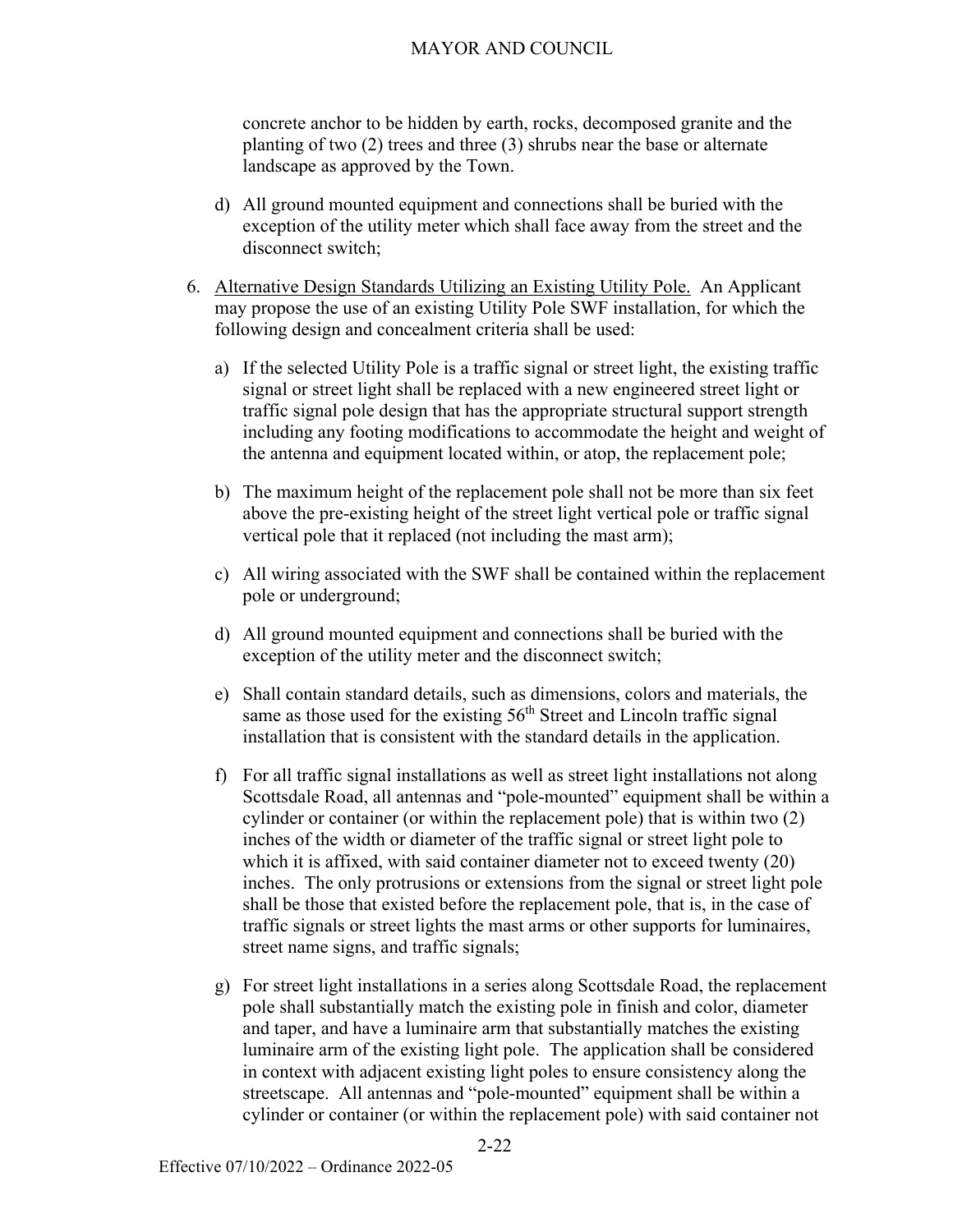concrete anchor to be hidden by earth, rocks, decomposed granite and the planting of two (2) trees and three (3) shrubs near the base or alternate landscape as approved by the Town.

d) All ground mounted equipment and connections shall be buried with the exception of the utility meter which shall face away from the street and the disconnect switch;

6. Alternative Design Standards Utilizing an Existing Utility Pole. An Applicant may propose the use of an existing Utility Pole SWF installation, for which the following design and concealment criteria shall be used:

   a) If the selected Utility Pole is a traffic signal or street light, the existing traffic signal or street light shall be replaced with a new engineered street light or traffic signal pole design that has the appropriate structural support strength including any footing modifications to accommodate the height and weight of the antenna and equipment located within, or atop, the replacement pole;

   b) The maximum height of the replacement pole shall not be more than six feet above the pre-existing height of the street light vertical pole or traffic signal vertical pole that it replaced (not including the mast arm);

   c) All wiring associated with the SWF shall be contained within the replacement pole or underground;

   d) All ground mounted equipment and connections shall be buried with the exception of the utility meter and the disconnect switch;

   e) Shall contain standard details, such as dimensions, colors and materials, the same as those used for the existing 56th Street and Lincoln traffic signal installation that is consistent with the standard details in the application.

   f) For all traffic signal installations as well as street light installations not along Scottsdale Road, all antennas and "pole-mounted" equipment shall be within a cylinder or container (or within the replacement pole) that is within two (2) inches of the width or diameter of the traffic signal or street light pole to which it is affixed, with said container diameter not to exceed twenty (20) inches. The only protrusions or extensions from the signal or street light pole shall be those that existed before the replacement pole, that is, in the case of traffic signals or street lights the mast arms or other supports for luminaires, street name signs, and traffic signals;

   g) For street light installations in a series along Scottsdale Road, the replacement pole shall substantially match the existing pole in finish and color, diameter and taper, and have a luminaire arm that substantially matches the existing luminaire arm of the existing light pole. The application shall be considered in context with adjacent existing light poles to ensure consistency along the streetscape. All antennas and "pole-mounted" equipment shall be within a cylinder or container (or within the replacement pole) with said container not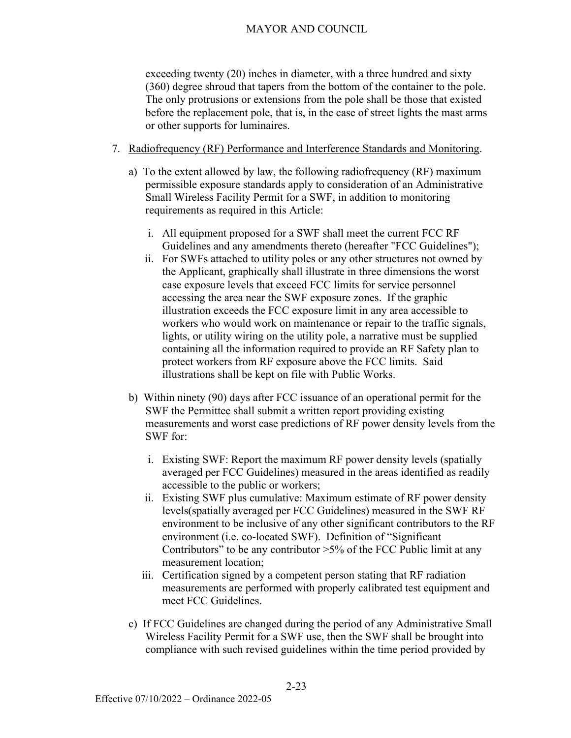exceeding twenty (20) inches in diameter, with a three hundred and sixty (360) degree shroud that tapers from the bottom of the container to the pole. The only protrusions or extensions from the pole shall be those that existed before the replacement pole, that is, in the case of street lights the mast arms or other supports for luminaires.

7. Radiofrequency (RF) Performance and Interference Standards and Monitoring.

   a) To the extent allowed by law, the following radiofrequency (RF) maximum permissible exposure standards apply to consideration of an Administrative Small Wireless Facility Permit for a SWF, in addition to monitoring requirements as required in this Article:

      i. All equipment proposed for a SWF shall meet the current FCC RF Guidelines and any amendments thereto (hereafter "FCC Guidelines");

      ii. For SWFs attached to utility poles or any other structures not owned by the Applicant, graphically shall illustrate in three dimensions the worst case exposure levels that exceed FCC limits for service personnel accessing the area near the SWF exposure zones. If the graphic illustration exceeds the FCC exposure limit in any area accessible to workers who would work on maintenance or repair to the traffic signals, lights, or utility wiring on the utility pole, a narrative must be supplied containing all the information required to provide an RF Safety plan to protect workers from RF exposure above the FCC limits. Said illustrations shall be kept on file with Public Works.

   b) Within ninety (90) days after FCC issuance of an operational permit for the SWF the Permittee shall submit a written report providing existing measurements and worst case predictions of RF power density levels from the SWF for:

      i. Existing SWF: Report the maximum RF power density levels (spatially averaged per FCC Guidelines) measured in the areas identified as readily accessible to the public or workers;

      ii. Existing SWF plus cumulative: Maximum estimate of RF power density levels(spatially averaged per FCC Guidelines) measured in the SWF RF environment to be inclusive of any other significant contributors to the RF environment (i.e. co-located SWF). Definition of "Significant Contributors" to be any contributor >5% of the FCC Public limit at any measurement location;

      iii. Certification signed by a competent person stating that RF radiation measurements are performed with properly calibrated test equipment and meet FCC Guidelines.

   c) If FCC Guidelines are changed during the period of any Administrative Small Wireless Facility Permit for a SWF use, then the SWF shall be brought into compliance with such revised guidelines within the time period provided by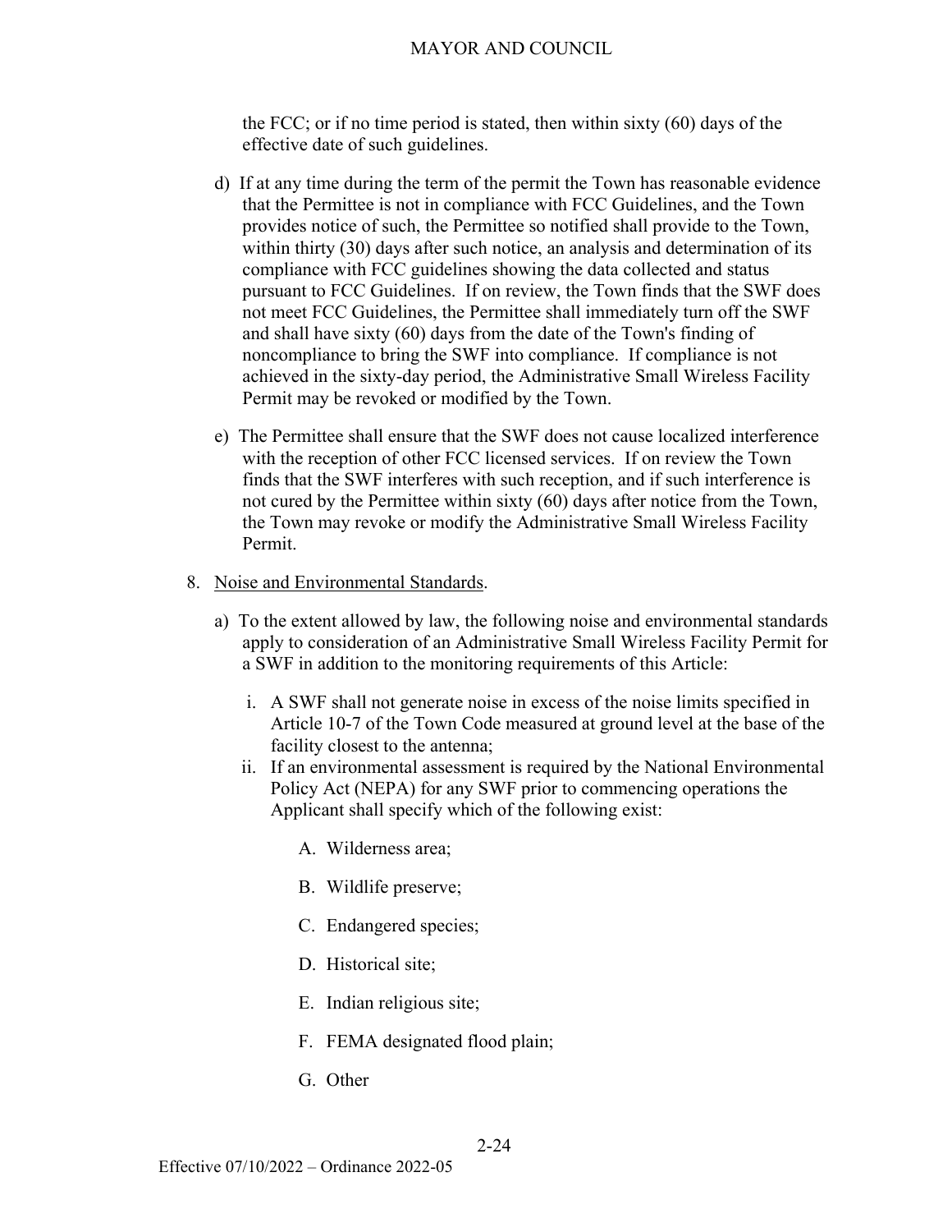the FCC; or if no time period is stated, then within sixty (60) days of the effective date of such guidelines.

d) If at any time during the term of the permit the Town has reasonable evidence that the Permittee is not in compliance with FCC Guidelines, and the Town provides notice of such, the Permittee so notified shall provide to the Town, within thirty (30) days after such notice, an analysis and determination of its compliance with FCC guidelines showing the data collected and status pursuant to FCC Guidelines. If on review, the Town finds that the SWF does not meet FCC Guidelines, the Permittee shall immediately turn off the SWF and shall have sixty (60) days from the date of the Town's finding of noncompliance to bring the SWF into compliance. If compliance is not achieved in the sixty-day period, the Administrative Small Wireless Facility Permit may be revoked or modified by the Town.

e) The Permittee shall ensure that the SWF does not cause localized interference with the reception of other FCC licensed services. If on review the Town finds that the SWF interferes with such reception, and if such interference is not cured by the Permittee within sixty (60) days after notice from the Town, the Town may revoke or modify the Administrative Small Wireless Facility Permit.

8. <u>Noise and Environmental Standards</u>.

   a) To the extent allowed by law, the following noise and environmental standards apply to consideration of an Administrative Small Wireless Facility Permit for a SWF in addition to the monitoring requirements of this Article:

      i. A SWF shall not generate noise in excess of the noise limits specified in Article 10-7 of the Town Code measured at ground level at the base of the facility closest to the antenna;

      ii. If an environmental assessment is required by the National Environmental Policy Act (NEPA) for any SWF prior to commencing operations the Applicant shall specify which of the following exist:

         A. Wilderness area;

         B. Wildlife preserve;

         C. Endangered species;

         D. Historical site;

         E. Indian religious site;

         F. FEMA designated flood plain;

         G. Other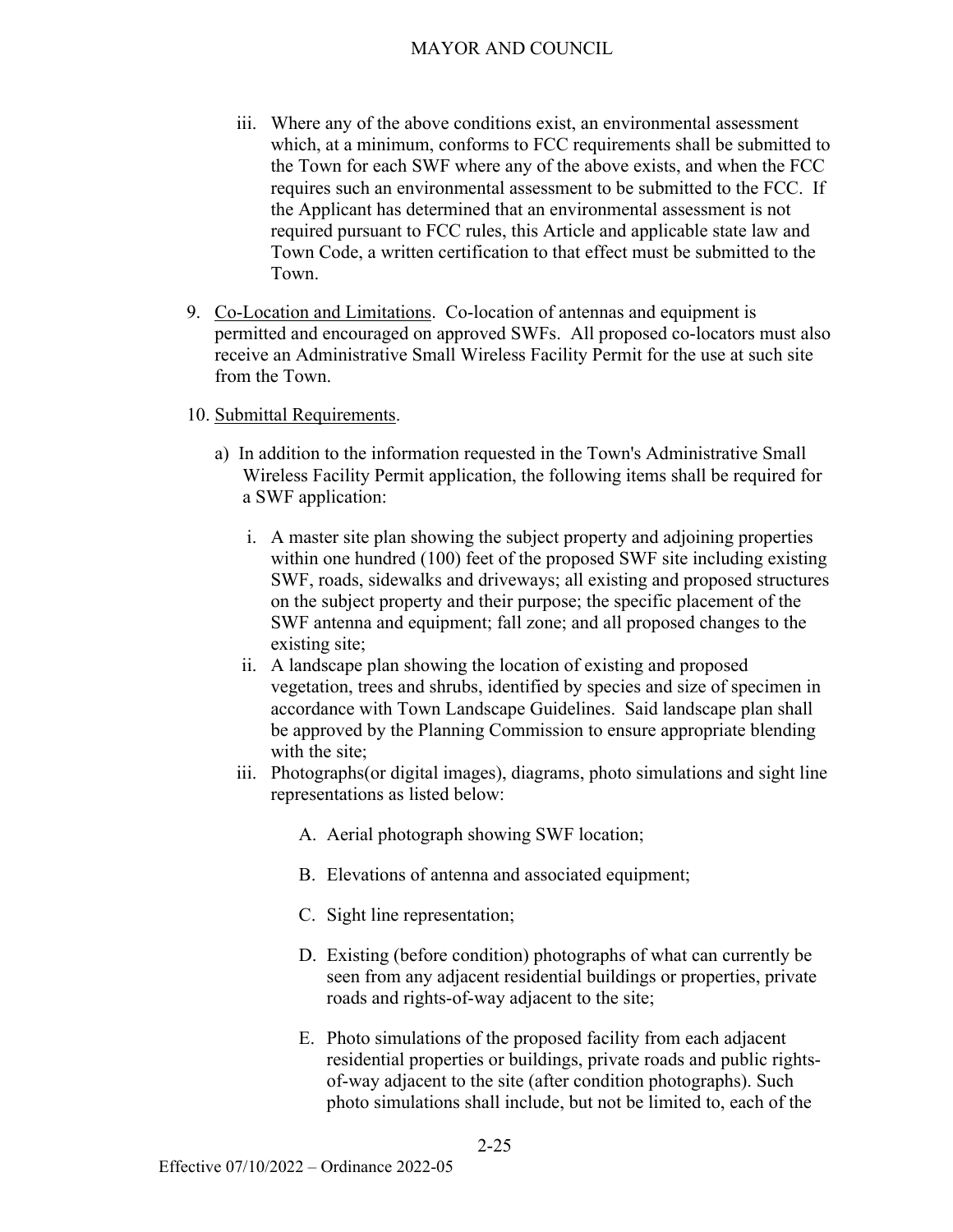iii. Where any of the above conditions exist, an environmental assessment which, at a minimum, conforms to FCC requirements shall be submitted to the Town for each SWF where any of the above exists, and when the FCC requires such an environmental assessment to be submitted to the FCC. If the Applicant has determined that an environmental assessment is not required pursuant to FCC rules, this Article and applicable state law and Town Code, a written certification to that effect must be submitted to the Town.

9. Co-Location and Limitations. Co-location of antennas and equipment is permitted and encouraged on approved SWFs. All proposed co-locators must also receive an Administrative Small Wireless Facility Permit for the use at such site from the Town.

10. Submittal Requirements.

   a) In addition to the information requested in the Town's Administrative Small Wireless Facility Permit application, the following items shall be required for a SWF application:

      i. A master site plan showing the subject property and adjoining properties within one hundred (100) feet of the proposed SWF site including existing SWF, roads, sidewalks and driveways; all existing and proposed structures on the subject property and their purpose; the specific placement of the SWF antenna and equipment; fall zone; and all proposed changes to the existing site;

      ii. A landscape plan showing the location of existing and proposed vegetation, trees and shrubs, identified by species and size of specimen in accordance with Town Landscape Guidelines. Said landscape plan shall be approved by the Planning Commission to ensure appropriate blending with the site;

      iii. Photographs(or digital images), diagrams, photo simulations and sight line representations as listed below:

         A. Aerial photograph showing SWF location;

         B. Elevations of antenna and associated equipment;

         C. Sight line representation;

         D. Existing (before condition) photographs of what can currently be seen from any adjacent residential buildings or properties, private roads and rights-of-way adjacent to the site;

         E. Photo simulations of the proposed facility from each adjacent residential properties or buildings, private roads and public rights-of-way adjacent to the site (after condition photographs). Such photo simulations shall include, but not be limited to, each of the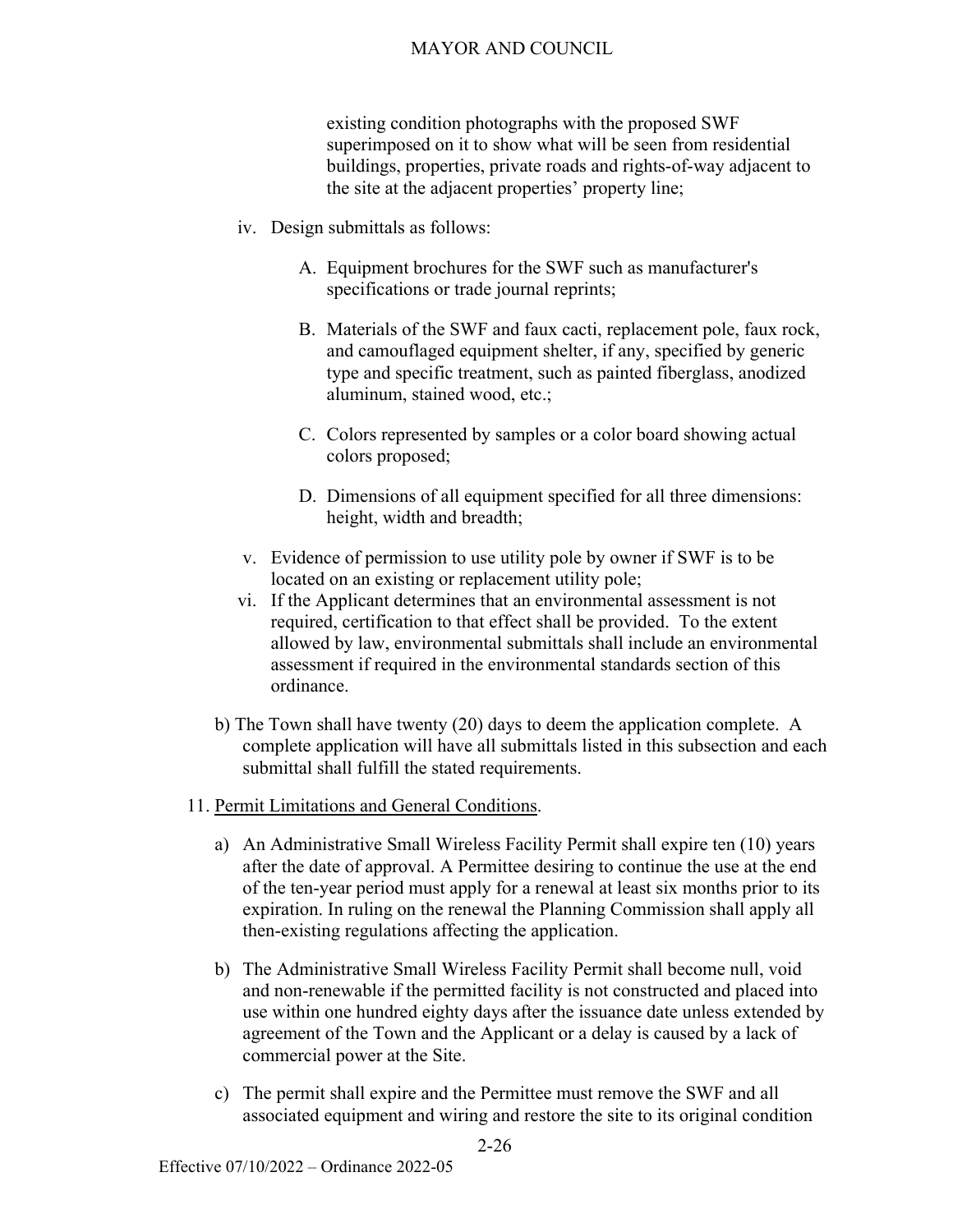existing condition photographs with the proposed SWF superimposed on it to show what will be seen from residential buildings, properties, private roads and rights-of-way adjacent to the site at the adjacent properties' property line;

iv. Design submittals as follows:

   A. Equipment brochures for the SWF such as manufacturer's specifications or trade journal reprints;

   B. Materials of the SWF and faux cacti, replacement pole, faux rock, and camouflaged equipment shelter, if any, specified by generic type and specific treatment, such as painted fiberglass, anodized aluminum, stained wood, etc.;

   C. Colors represented by samples or a color board showing actual colors proposed;

   D. Dimensions of all equipment specified for all three dimensions: height, width and breadth;

v. Evidence of permission to use utility pole by owner if SWF is to be located on an existing or replacement utility pole;

vi. If the Applicant determines that an environmental assessment is not required, certification to that effect shall be provided. To the extent allowed by law, environmental submittals shall include an environmental assessment if required in the environmental standards section of this ordinance.

b) The Town shall have twenty (20) days to deem the application complete. A complete application will have all submittals listed in this subsection and each submittal shall fulfill the stated requirements.

11. <u>Permit Limitations and General Conditions</u>.

   a) An Administrative Small Wireless Facility Permit shall expire ten (10) years after the date of approval. A Permittee desiring to continue the use at the end of the ten-year period must apply for a renewal at least six months prior to its expiration. In ruling on the renewal the Planning Commission shall apply all then-existing regulations affecting the application.

   b) The Administrative Small Wireless Facility Permit shall become null, void and non-renewable if the permitted facility is not constructed and placed into use within one hundred eighty days after the issuance date unless extended by agreement of the Town and the Applicant or a delay is caused by a lack of commercial power at the Site.

   c) The permit shall expire and the Permittee must remove the SWF and all associated equipment and wiring and restore the site to its original condition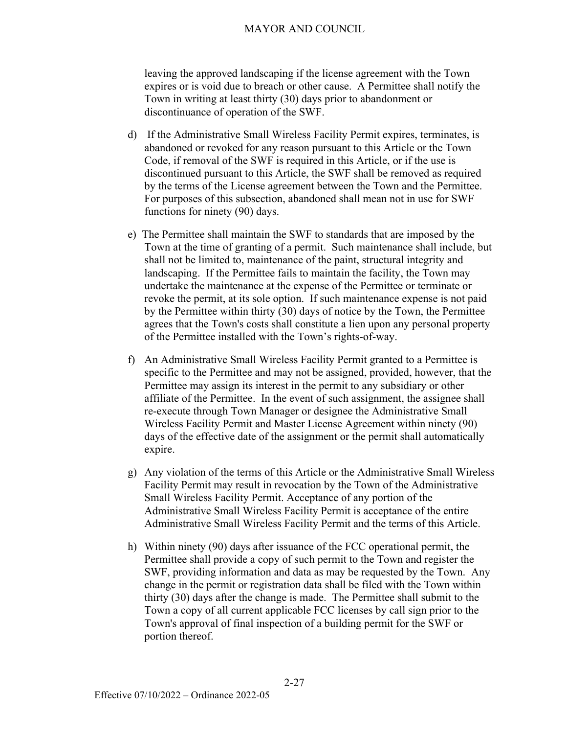leaving the approved landscaping if the license agreement with the Town expires or is void due to breach or other cause. A Permittee shall notify the Town in writing at least thirty (30) days prior to abandonment or discontinuance of operation of the SWF.

d) If the Administrative Small Wireless Facility Permit expires, terminates, is abandoned or revoked for any reason pursuant to this Article or the Town Code, if removal of the SWF is required in this Article, or if the use is discontinued pursuant to this Article, the SWF shall be removed as required by the terms of the License agreement between the Town and the Permittee. For purposes of this subsection, abandoned shall mean not in use for SWF functions for ninety (90) days.

e) The Permittee shall maintain the SWF to standards that are imposed by the Town at the time of granting of a permit. Such maintenance shall include, but shall not be limited to, maintenance of the paint, structural integrity and landscaping. If the Permittee fails to maintain the facility, the Town may undertake the maintenance at the expense of the Permittee or terminate or revoke the permit, at its sole option. If such maintenance expense is not paid by the Permittee within thirty (30) days of notice by the Town, the Permittee agrees that the Town's costs shall constitute a lien upon any personal property of the Permittee installed with the Town's rights-of-way.

f) An Administrative Small Wireless Facility Permit granted to a Permittee is specific to the Permittee and may not be assigned, provided, however, that the Permittee may assign its interest in the permit to any subsidiary or other affiliate of the Permittee. In the event of such assignment, the assignee shall re-execute through Town Manager or designee the Administrative Small Wireless Facility Permit and Master License Agreement within ninety (90) days of the effective date of the assignment or the permit shall automatically expire.

g) Any violation of the terms of this Article or the Administrative Small Wireless Facility Permit may result in revocation by the Town of the Administrative Small Wireless Facility Permit. Acceptance of any portion of the Administrative Small Wireless Facility Permit is acceptance of the entire Administrative Small Wireless Facility Permit and the terms of this Article.

h) Within ninety (90) days after issuance of the FCC operational permit, the Permittee shall provide a copy of such permit to the Town and register the SWF, providing information and data as may be requested by the Town. Any change in the permit or registration data shall be filed with the Town within thirty (30) days after the change is made. The Permittee shall submit to the Town a copy of all current applicable FCC licenses by call sign prior to the Town's approval of final inspection of a building permit for the SWF or portion thereof.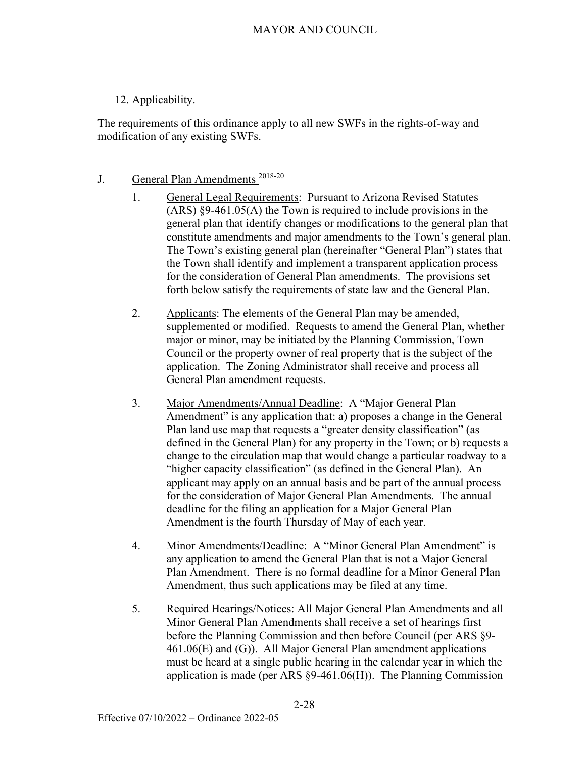12. Applicability.

The requirements of this ordinance apply to all new SWFs in the rights-of-way and modification of any existing SWFs.

J. General Plan Amendments [2018-20]

1. General Legal Requirements: Pursuant to Arizona Revised Statutes (ARS) §9-461.05(A) the Town is required to include provisions in the general plan that identify changes or modifications to the general plan that constitute amendments and major amendments to the Town's general plan. The Town's existing general plan (hereinafter "General Plan") states that the Town shall identify and implement a transparent application process for the consideration of General Plan amendments. The provisions set forth below satisfy the requirements of state law and the General Plan.

2. Applicants: The elements of the General Plan may be amended, supplemented or modified. Requests to amend the General Plan, whether major or minor, may be initiated by the Planning Commission, Town Council or the property owner of real property that is the subject of the application. The Zoning Administrator shall receive and process all General Plan amendment requests.

3. Major Amendments/Annual Deadline: A "Major General Plan Amendment" is any application that: a) proposes a change in the General Plan land use map that requests a "greater density classification" (as defined in the General Plan) for any property in the Town; or b) requests a change to the circulation map that would change a particular roadway to a "higher capacity classification" (as defined in the General Plan). An applicant may apply on an annual basis and be part of the annual process for the consideration of Major General Plan Amendments. The annual deadline for the filing an application for a Major General Plan Amendment is the fourth Thursday of May of each year.

4. Minor Amendments/Deadline: A "Minor General Plan Amendment" is any application to amend the General Plan that is not a Major General Plan Amendment. There is no formal deadline for a Minor General Plan Amendment, thus such applications may be filed at any time.

5. Required Hearings/Notices: All Major General Plan Amendments and all Minor General Plan Amendments shall receive a set of hearings first before the Planning Commission and then before Council (per ARS §9-461.06(E) and (G)). All Major General Plan amendment applications must be heard at a single public hearing in the calendar year in which the application is made (per ARS §9-461.06(H)). The Planning Commission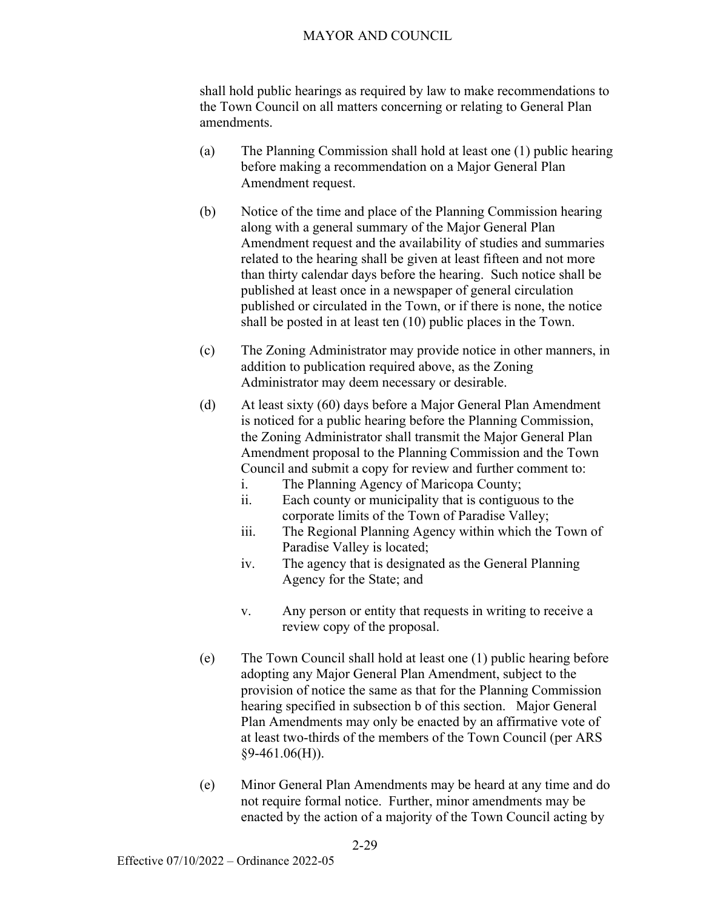shall hold public hearings as required by law to make recommendations to the Town Council on all matters concerning or relating to General Plan amendments.

(a) The Planning Commission shall hold at least one (1) public hearing before making a recommendation on a Major General Plan Amendment request.

(b) Notice of the time and place of the Planning Commission hearing along with a general summary of the Major General Plan Amendment request and the availability of studies and summaries related to the hearing shall be given at least fifteen and not more than thirty calendar days before the hearing. Such notice shall be published at least once in a newspaper of general circulation published or circulated in the Town, or if there is none, the notice shall be posted in at least ten (10) public places in the Town.

(c) The Zoning Administrator may provide notice in other manners, in addition to publication required above, as the Zoning Administrator may deem necessary or desirable.

(d) At least sixty (60) days before a Major General Plan Amendment is noticed for a public hearing before the Planning Commission, the Zoning Administrator shall transmit the Major General Plan Amendment proposal to the Planning Commission and the Town Council and submit a copy for review and further comment to:

i. The Planning Agency of Maricopa County;

ii. Each county or municipality that is contiguous to the corporate limits of the Town of Paradise Valley;

iii. The Regional Planning Agency within which the Town of Paradise Valley is located;

iv. The agency that is designated as the General Planning Agency for the State; and

v. Any person or entity that requests in writing to receive a review copy of the proposal.

(e) The Town Council shall hold at least one (1) public hearing before adopting any Major General Plan Amendment, subject to the provision of notice the same as that for the Planning Commission hearing specified in subsection b of this section. Major General Plan Amendments may only be enacted by an affirmative vote of at least two-thirds of the members of the Town Council (per ARS §9-461.06(H)).

(e) Minor General Plan Amendments may be heard at any time and do not require formal notice. Further, minor amendments may be enacted by the action of a majority of the Town Council acting by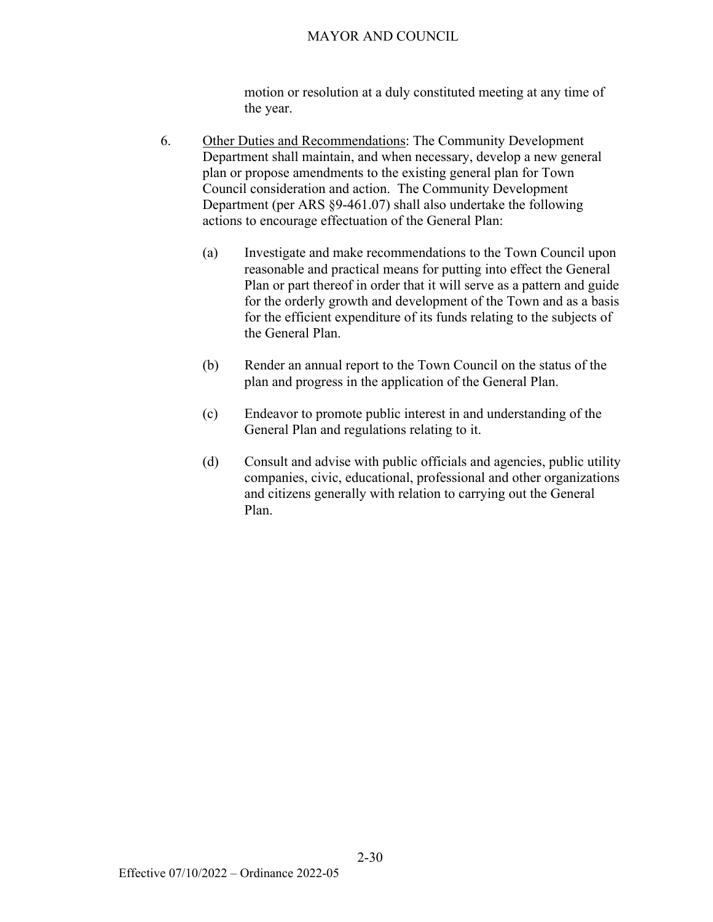motion or resolution at a duly constituted meeting at any time of the year.

6. <u>Other Duties and Recommendations</u>: The Community Development Department shall maintain, and when necessary, develop a new general plan or propose amendments to the existing general plan for Town Council consideration and action. The Community Development Department (per ARS §9-461.07) shall also undertake the following actions to encourage effectuation of the General Plan:

   (a) Investigate and make recommendations to the Town Council upon reasonable and practical means for putting into effect the General Plan or part thereof in order that it will serve as a pattern and guide for the orderly growth and development of the Town and as a basis for the efficient expenditure of its funds relating to the subjects of the General Plan.

   (b) Render an annual report to the Town Council on the status of the plan and progress in the application of the General Plan.

   (c) Endeavor to promote public interest in and understanding of the General Plan and regulations relating to it.

   (d) Consult and advise with public officials and agencies, public utility companies, civic, educational, professional and other organizations and citizens generally with relation to carrying out the General Plan.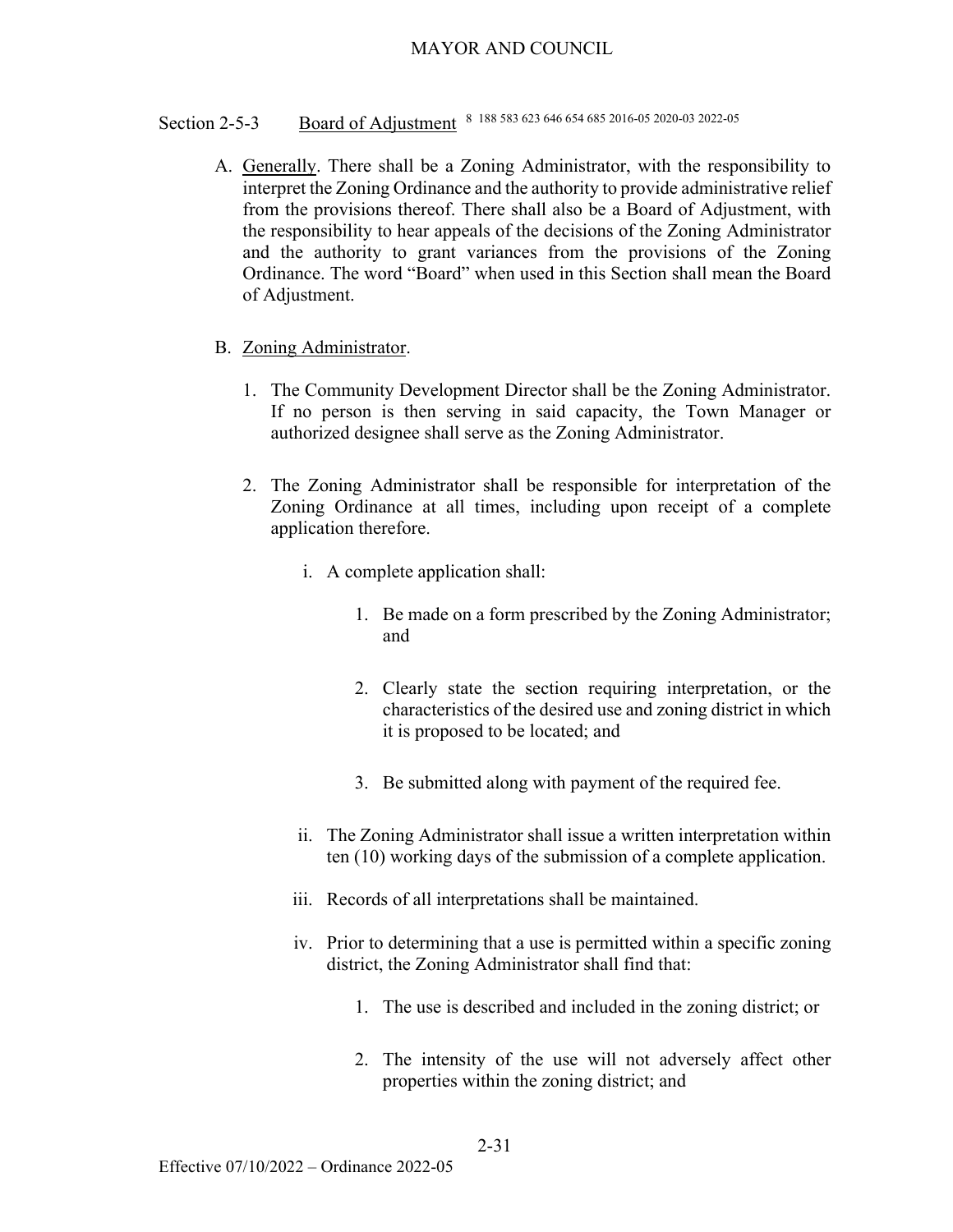### Section 2-5-3 Board of Adjustment [8 188 583 623 646 654 685 2016-05 2020-03 2022-05]

A. Generally. There shall be a Zoning Administrator, with the responsibility to interpret the Zoning Ordinance and the authority to provide administrative relief from the provisions thereof. There shall also be a Board of Adjustment, with the responsibility to hear appeals of the decisions of the Zoning Administrator and the authority to grant variances from the provisions of the Zoning Ordinance. The word "Board" when used in this Section shall mean the Board of Adjustment.

B. Zoning Administrator.

1. The Community Development Director shall be the Zoning Administrator. If no person is then serving in said capacity, the Town Manager or authorized designee shall serve as the Zoning Administrator.

2. The Zoning Administrator shall be responsible for interpretation of the Zoning Ordinance at all times, including upon receipt of a complete application therefore.

   i. A complete application shall:

      1. Be made on a form prescribed by the Zoning Administrator; and

      2. Clearly state the section requiring interpretation, or the characteristics of the desired use and zoning district in which it is proposed to be located; and

      3. Be submitted along with payment of the required fee.

   ii. The Zoning Administrator shall issue a written interpretation within ten (10) working days of the submission of a complete application.

   iii. Records of all interpretations shall be maintained.

   iv. Prior to determining that a use is permitted within a specific zoning district, the Zoning Administrator shall find that:

      1. The use is described and included in the zoning district; or

      2. The intensity of the use will not adversely affect other properties within the zoning district; and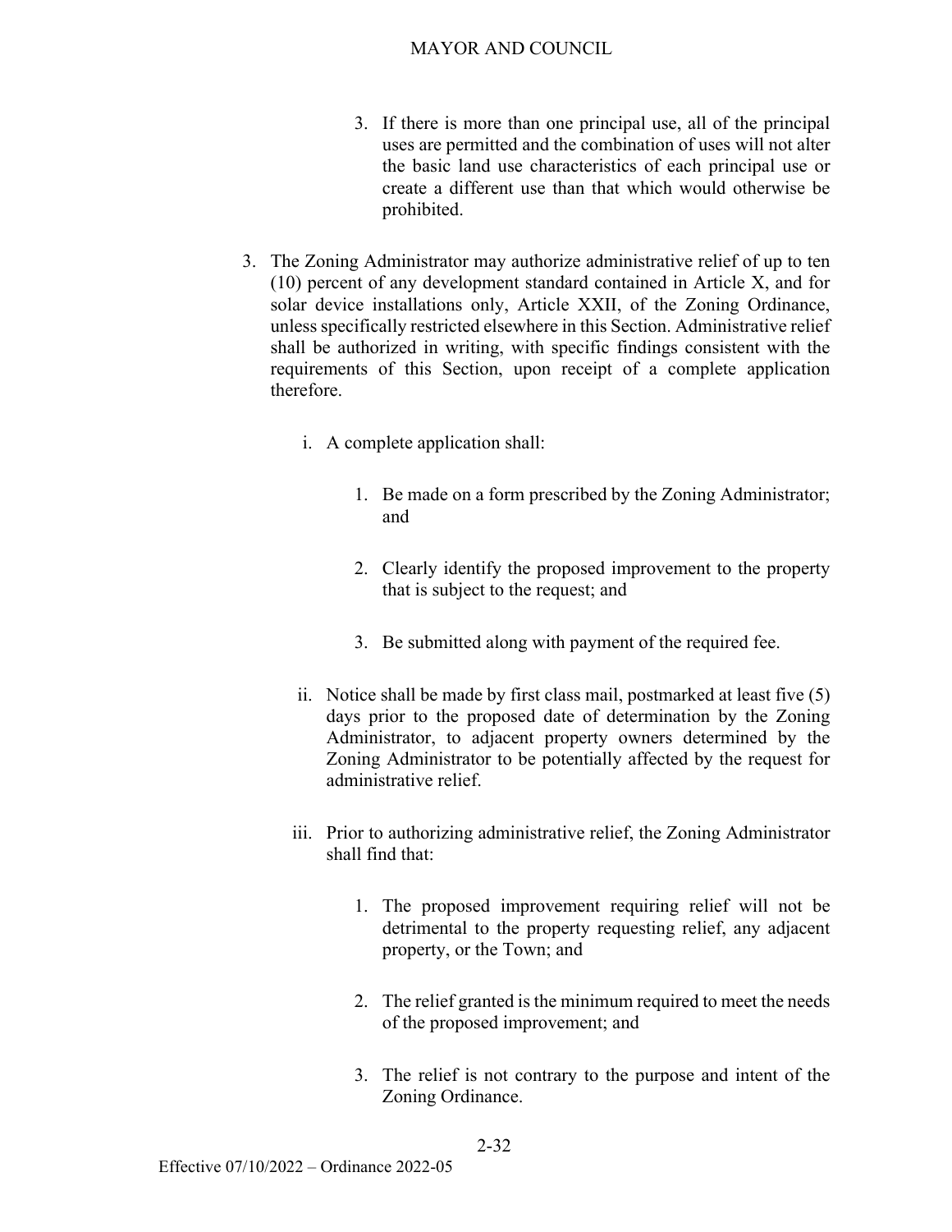3. If there is more than one principal use, all of the principal uses are permitted and the combination of uses will not alter the basic land use characteristics of each principal use or create a different use than that which would otherwise be prohibited.

3. The Zoning Administrator may authorize administrative relief of up to ten (10) percent of any development standard contained in Article X, and for solar device installations only, Article XXII, of the Zoning Ordinance, unless specifically restricted elsewhere in this Section. Administrative relief shall be authorized in writing, with specific findings consistent with the requirements of this Section, upon receipt of a complete application therefore.

   i. A complete application shall:

      1. Be made on a form prescribed by the Zoning Administrator; and

      2. Clearly identify the proposed improvement to the property that is subject to the request; and

      3. Be submitted along with payment of the required fee.

   ii. Notice shall be made by first class mail, postmarked at least five (5) days prior to the proposed date of determination by the Zoning Administrator, to adjacent property owners determined by the Zoning Administrator to be potentially affected by the request for administrative relief.

   iii. Prior to authorizing administrative relief, the Zoning Administrator shall find that:

      1. The proposed improvement requiring relief will not be detrimental to the property requesting relief, any adjacent property, or the Town; and

      2. The relief granted is the minimum required to meet the needs of the proposed improvement; and

      3. The relief is not contrary to the purpose and intent of the Zoning Ordinance.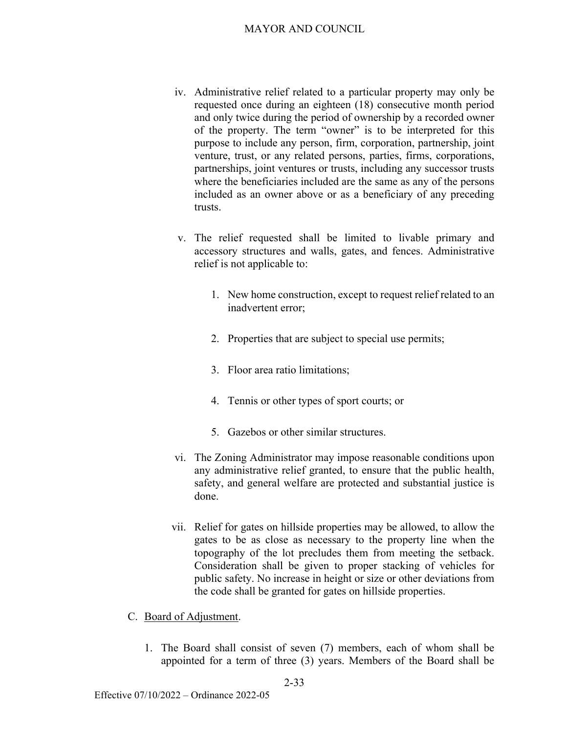iv. Administrative relief related to a particular property may only be requested once during an eighteen (18) consecutive month period and only twice during the period of ownership by a recorded owner of the property. The term "owner" is to be interpreted for this purpose to include any person, firm, corporation, partnership, joint venture, trust, or any related persons, parties, firms, corporations, partnerships, joint ventures or trusts, including any successor trusts where the beneficiaries included are the same as any of the persons included as an owner above or as a beneficiary of any preceding trusts.

v. The relief requested shall be limited to livable primary and accessory structures and walls, gates, and fences. Administrative relief is not applicable to:

1. New home construction, except to request relief related to an inadvertent error;

2. Properties that are subject to special use permits;

3. Floor area ratio limitations;

4. Tennis or other types of sport courts; or

5. Gazebos or other similar structures.

vi. The Zoning Administrator may impose reasonable conditions upon any administrative relief granted, to ensure that the public health, safety, and general welfare are protected and substantial justice is done.

vii. Relief for gates on hillside properties may be allowed, to allow the gates to be as close as necessary to the property line when the topography of the lot precludes them from meeting the setback. Consideration shall be given to proper stacking of vehicles for public safety. No increase in height or size or other deviations from the code shall be granted for gates on hillside properties.

C. <u>Board of Adjustment</u>.

1. The Board shall consist of seven (7) members, each of whom shall be appointed for a term of three (3) years. Members of the Board shall be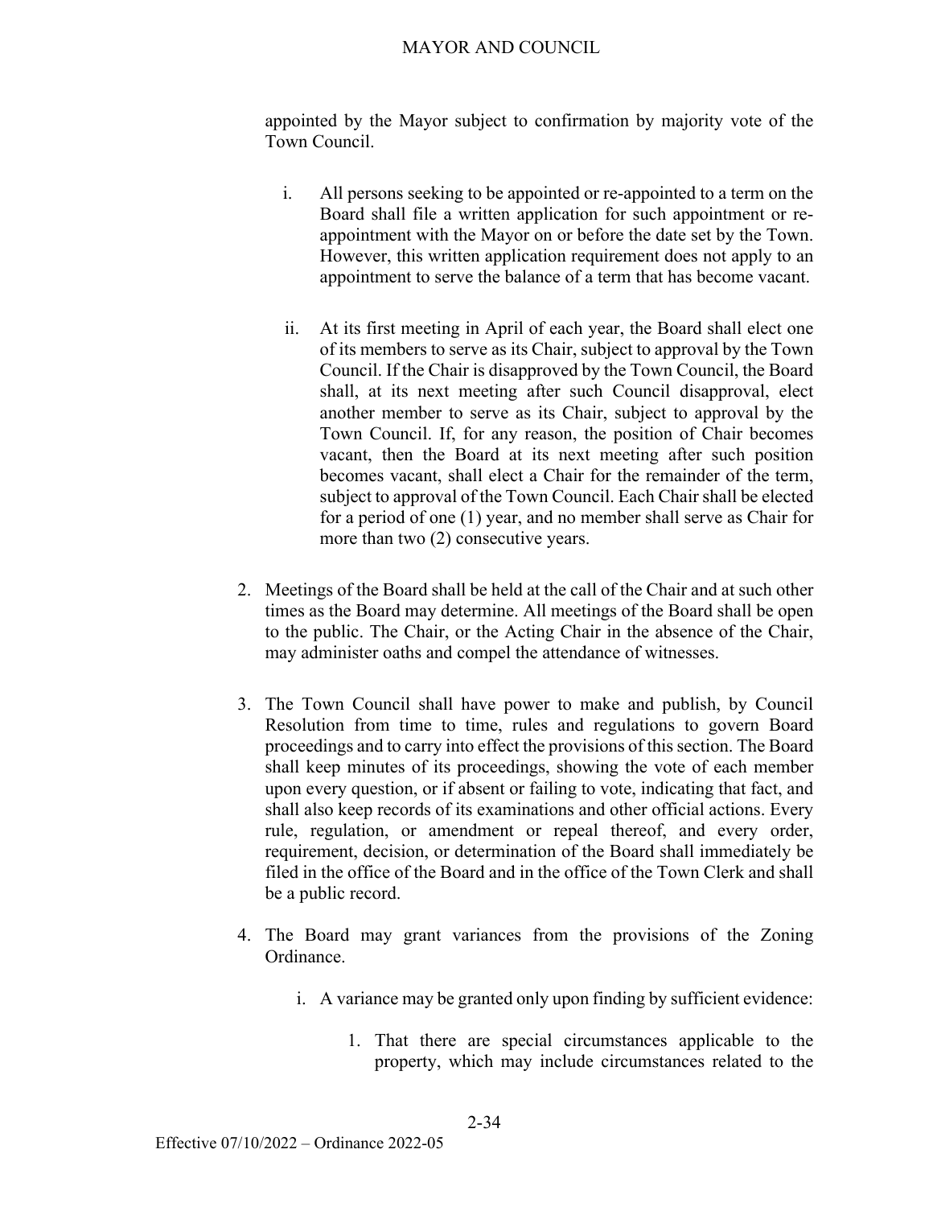appointed by the Mayor subject to confirmation by majority vote of the Town Council.

   i. All persons seeking to be appointed or re-appointed to a term on the Board shall file a written application for such appointment or re-appointment with the Mayor on or before the date set by the Town. However, this written application requirement does not apply to an appointment to serve the balance of a term that has become vacant.

   ii. At its first meeting in April of each year, the Board shall elect one of its members to serve as its Chair, subject to approval by the Town Council. If the Chair is disapproved by the Town Council, the Board shall, at its next meeting after such Council disapproval, elect another member to serve as its Chair, subject to approval by the Town Council. If, for any reason, the position of Chair becomes vacant, then the Board at its next meeting after such position becomes vacant, shall elect a Chair for the remainder of the term, subject to approval of the Town Council. Each Chair shall be elected for a period of one (1) year, and no member shall serve as Chair for more than two (2) consecutive years.

2. Meetings of the Board shall be held at the call of the Chair and at such other times as the Board may determine. All meetings of the Board shall be open to the public. The Chair, or the Acting Chair in the absence of the Chair, may administer oaths and compel the attendance of witnesses.

3. The Town Council shall have power to make and publish, by Council Resolution from time to time, rules and regulations to govern Board proceedings and to carry into effect the provisions of this section. The Board shall keep minutes of its proceedings, showing the vote of each member upon every question, or if absent or failing to vote, indicating that fact, and shall also keep records of its examinations and other official actions. Every rule, regulation, or amendment or repeal thereof, and every order, requirement, decision, or determination of the Board shall immediately be filed in the office of the Board and in the office of the Town Clerk and shall be a public record.

4. The Board may grant variances from the provisions of the Zoning Ordinance.

   i. A variance may be granted only upon finding by sufficient evidence:

      1. That there are special circumstances applicable to the property, which may include circumstances related to the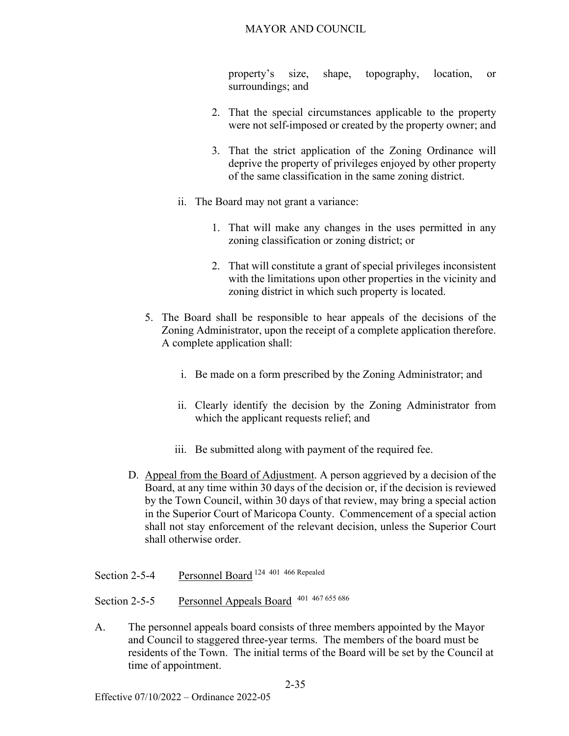property's size, shape, topography, location, or surroundings; and

2. That the special circumstances applicable to the property were not self-imposed or created by the property owner; and

3. That the strict application of the Zoning Ordinance will deprive the property of privileges enjoyed by other property of the same classification in the same zoning district.

ii. The Board may not grant a variance:

1. That will make any changes in the uses permitted in any zoning classification or zoning district; or

2. That will constitute a grant of special privileges inconsistent with the limitations upon other properties in the vicinity and zoning district in which such property is located.

5. The Board shall be responsible to hear appeals of the decisions of the Zoning Administrator, upon the receipt of a complete application therefore. A complete application shall:

i. Be made on a form prescribed by the Zoning Administrator; and

ii. Clearly identify the decision by the Zoning Administrator from which the applicant requests relief; and

iii. Be submitted along with payment of the required fee.

D. Appeal from the Board of Adjustment. A person aggrieved by a decision of the Board, at any time within 30 days of the decision or, if the decision is reviewed by the Town Council, within 30 days of that review, may bring a special action in the Superior Court of Maricopa County. Commencement of a special action shall not stay enforcement of the relevant decision, unless the Superior Court shall otherwise order.

Section 2-5-4 Personnel Board [124 401 466 Repealed]

Section 2-5-5 Personnel Appeals Board [401 467 655 686]

A. The personnel appeals board consists of three members appointed by the Mayor and Council to staggered three-year terms. The members of the board must be residents of the Town. The initial terms of the Board will be set by the Council at time of appointment.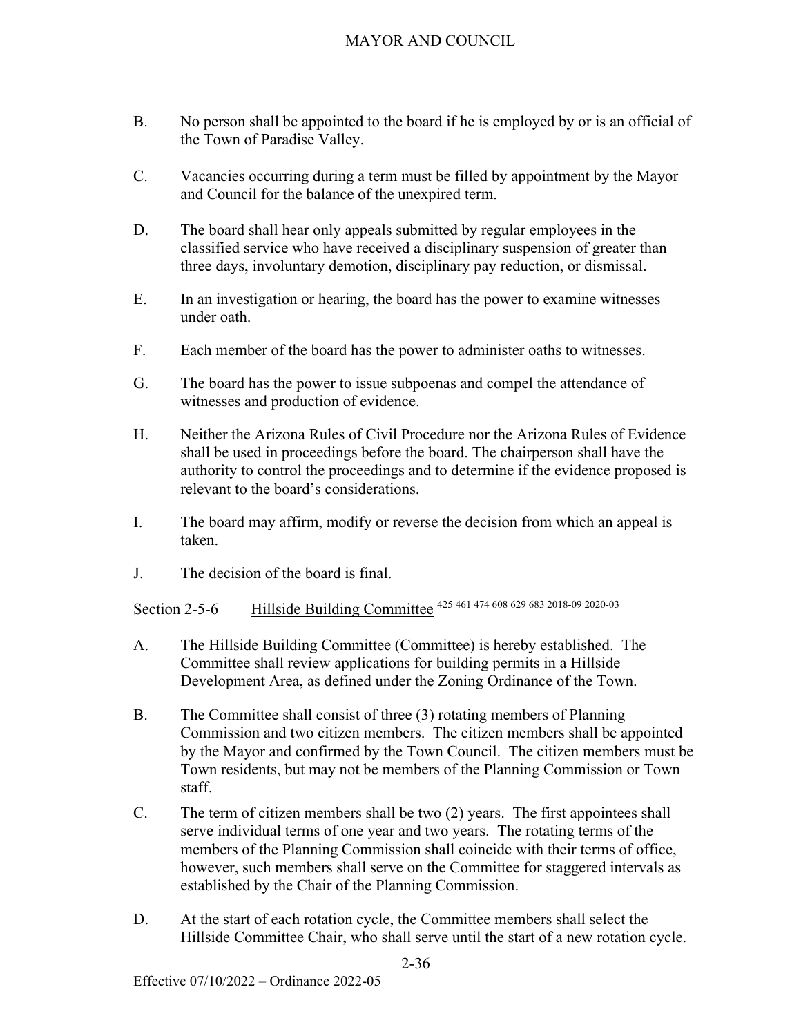B. No person shall be appointed to the board if he is employed by or is an official of the Town of Paradise Valley.

C. Vacancies occurring during a term must be filled by appointment by the Mayor and Council for the balance of the unexpired term.

D. The board shall hear only appeals submitted by regular employees in the classified service who have received a disciplinary suspension of greater than three days, involuntary demotion, disciplinary pay reduction, or dismissal.

E. In an investigation or hearing, the board has the power to examine witnesses under oath.

F. Each member of the board has the power to administer oaths to witnesses.

G. The board has the power to issue subpoenas and compel the attendance of witnesses and production of evidence.

H. Neither the Arizona Rules of Civil Procedure nor the Arizona Rules of Evidence shall be used in proceedings before the board. The chairperson shall have the authority to control the proceedings and to determine if the evidence proposed is relevant to the board's considerations.

I. The board may affirm, modify or reverse the decision from which an appeal is taken.

J. The decision of the board is final.

Section 2-5-6 Hillside Building Committee [425 461 474 608 629 683 2018-09 2020-03]

A. The Hillside Building Committee (Committee) is hereby established. The Committee shall review applications for building permits in a Hillside Development Area, as defined under the Zoning Ordinance of the Town.

B. The Committee shall consist of three (3) rotating members of Planning Commission and two citizen members. The citizen members shall be appointed by the Mayor and confirmed by the Town Council. The citizen members must be Town residents, but may not be members of the Planning Commission or Town staff.

C. The term of citizen members shall be two (2) years. The first appointees shall serve individual terms of one year and two years. The rotating terms of the members of the Planning Commission shall coincide with their terms of office, however, such members shall serve on the Committee for staggered intervals as established by the Chair of the Planning Commission.

D. At the start of each rotation cycle, the Committee members shall select the Hillside Committee Chair, who shall serve until the start of a new rotation cycle.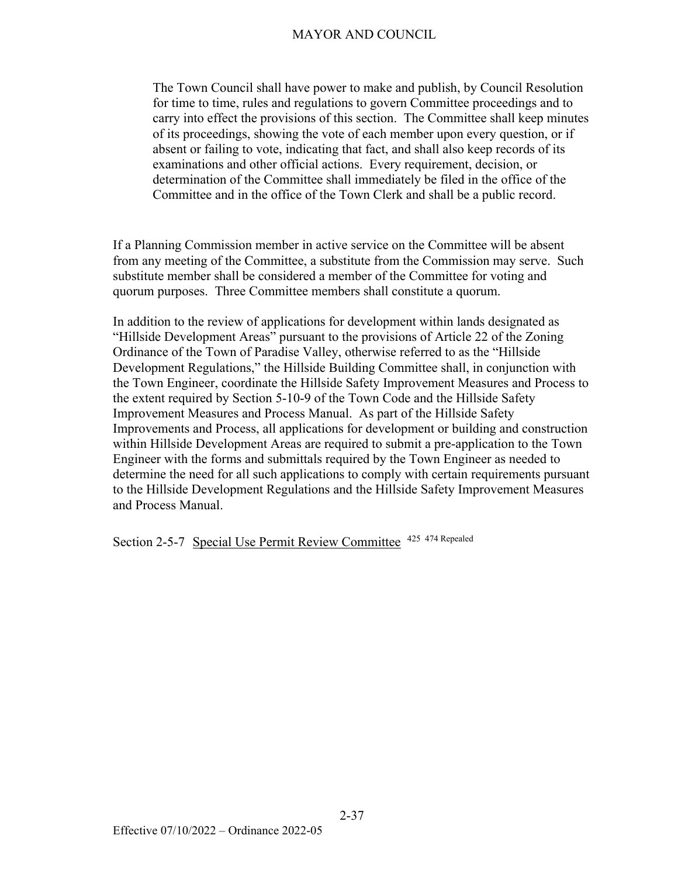> The Town Council shall have power to make and publish, by Council Resolution for time to time, rules and regulations to govern Committee proceedings and to carry into effect the provisions of this section. The Committee shall keep minutes of its proceedings, showing the vote of each member upon every question, or if absent or failing to vote, indicating that fact, and shall also keep records of its examinations and other official actions. Every requirement, decision, or determination of the Committee shall immediately be filed in the office of the Committee and in the office of the Town Clerk and shall be a public record.

If a Planning Commission member in active service on the Committee will be absent from any meeting of the Committee, a substitute from the Commission may serve. Such substitute member shall be considered a member of the Committee for voting and quorum purposes. Three Committee members shall constitute a quorum.

In addition to the review of applications for development within lands designated as "Hillside Development Areas" pursuant to the provisions of Article 22 of the Zoning Ordinance of the Town of Paradise Valley, otherwise referred to as the "Hillside Development Regulations," the Hillside Building Committee shall, in conjunction with the Town Engineer, coordinate the Hillside Safety Improvement Measures and Process to the extent required by Section 5-10-9 of the Town Code and the Hillside Safety Improvement Measures and Process Manual. As part of the Hillside Safety Improvements and Process, all applications for development or building and construction within Hillside Development Areas are required to submit a pre-application to the Town Engineer with the forms and submittals required by the Town Engineer as needed to determine the need for all such applications to comply with certain requirements pursuant to the Hillside Development Regulations and the Hillside Safety Improvement Measures and Process Manual.

Section 2-5-7 Special Use Permit Review Committee [425] [474 Repealed]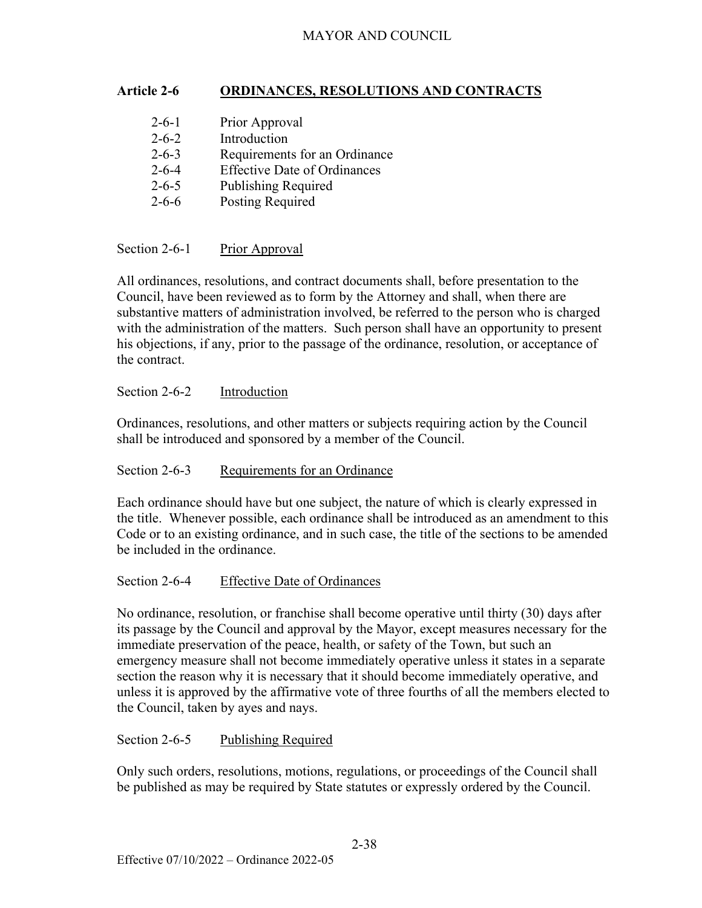## Article 2-6 ORDINANCES, RESOLUTIONS AND CONTRACTS

- 2-6-1 Prior Approval
- 2-6-2 Introduction
- 2-6-3 Requirements for an Ordinance
- 2-6-4 Effective Date of Ordinances
- 2-6-5 Publishing Required
- 2-6-6 Posting Required

### Section 2-6-1 Prior Approval

All ordinances, resolutions, and contract documents shall, before presentation to the Council, have been reviewed as to form by the Attorney and shall, when there are substantive matters of administration involved, be referred to the person who is charged with the administration of the matters. Such person shall have an opportunity to present his objections, if any, prior to the passage of the ordinance, resolution, or acceptance of the contract.

### Section 2-6-2 Introduction

Ordinances, resolutions, and other matters or subjects requiring action by the Council shall be introduced and sponsored by a member of the Council.

### Section 2-6-3 Requirements for an Ordinance

Each ordinance should have but one subject, the nature of which is clearly expressed in the title. Whenever possible, each ordinance shall be introduced as an amendment to this Code or to an existing ordinance, and in such case, the title of the sections to be amended be included in the ordinance.

### Section 2-6-4 Effective Date of Ordinances

No ordinance, resolution, or franchise shall become operative until thirty (30) days after its passage by the Council and approval by the Mayor, except measures necessary for the immediate preservation of the peace, health, or safety of the Town, but such an emergency measure shall not become immediately operative unless it states in a separate section the reason why it is necessary that it should become immediately operative, and unless it is approved by the affirmative vote of three fourths of all the members elected to the Council, taken by ayes and nays.

### Section 2-6-5 Publishing Required

Only such orders, resolutions, motions, regulations, or proceedings of the Council shall be published as may be required by State statutes or expressly ordered by the Council.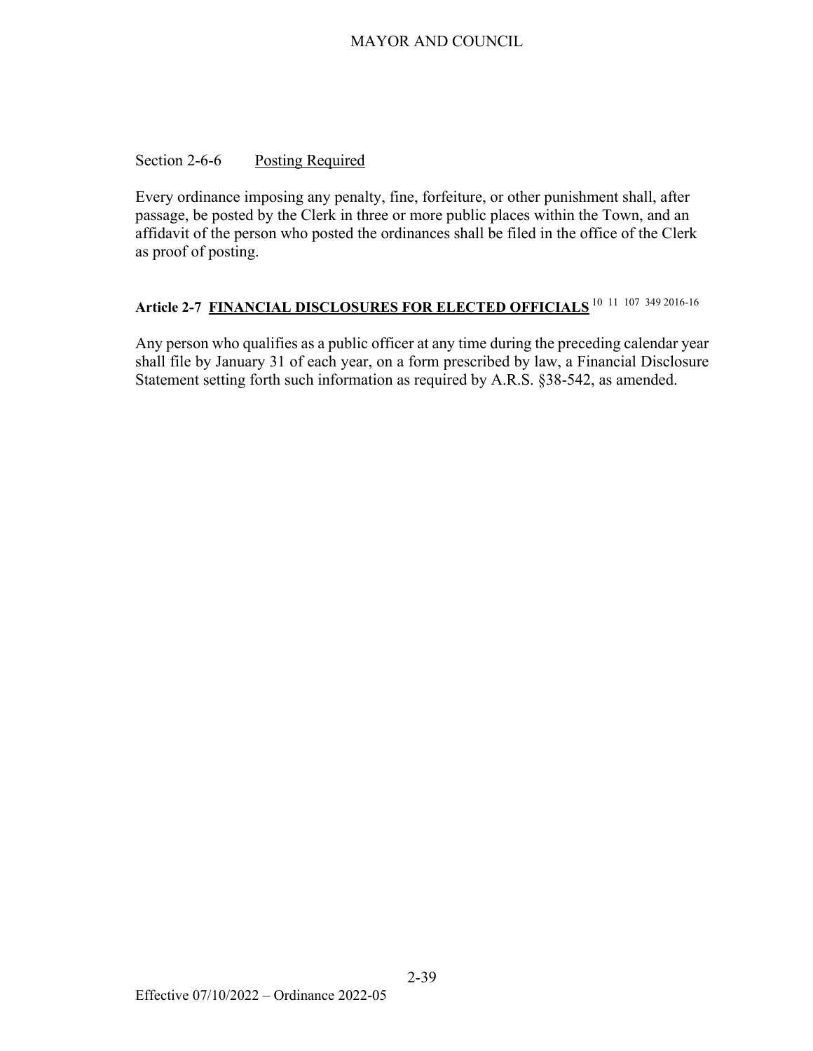Section 2-6-6 Posting Required

Every ordinance imposing any penalty, fine, forfeiture, or other punishment shall, after passage, be posted by the Clerk in three or more public places within the Town, and an affidavit of the person who posted the ordinances shall be filed in the office of the Clerk as proof of posting.

## Article 2-7 FINANCIAL DISCLOSURES FOR ELECTED OFFICIALS [10] [11] [107] [349] [2016-16]

Any person who qualifies as a public officer at any time during the preceding calendar year shall file by January 31 of each year, on a form prescribed by law, a Financial Disclosure Statement setting forth such information as required by A.R.S. §38-542, as amended.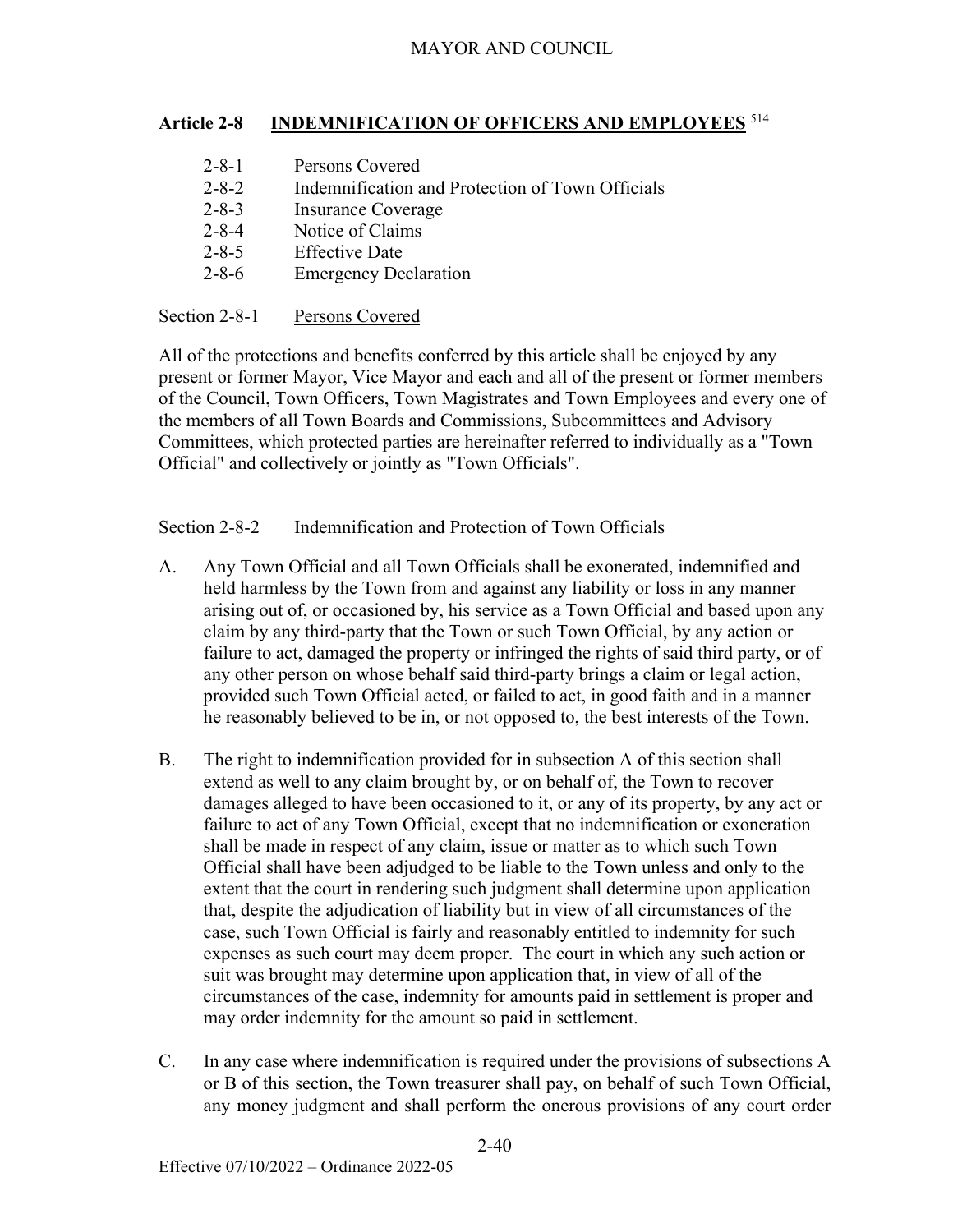## Article 2-8 INDEMNIFICATION OF OFFICERS AND EMPLOYEES [514]

- 2-8-1 Persons Covered
- 2-8-2 Indemnification and Protection of Town Officials
- 2-8-3 Insurance Coverage
- 2-8-4 Notice of Claims
- 2-8-5 Effective Date
- 2-8-6 Emergency Declaration

### Section 2-8-1 Persons Covered

All of the protections and benefits conferred by this article shall be enjoyed by any present or former Mayor, Vice Mayor and each and all of the present or former members of the Council, Town Officers, Town Magistrates and Town Employees and every one of the members of all Town Boards and Commissions, Subcommittees and Advisory Committees, which protected parties are hereinafter referred to individually as a "Town Official" and collectively or jointly as "Town Officials".

### Section 2-8-2 Indemnification and Protection of Town Officials

A. Any Town Official and all Town Officials shall be exonerated, indemnified and held harmless by the Town from and against any liability or loss in any manner arising out of, or occasioned by, his service as a Town Official and based upon any claim by any third-party that the Town or such Town Official, by any action or failure to act, damaged the property or infringed the rights of said third party, or of any other person on whose behalf said third-party brings a claim or legal action, provided such Town Official acted, or failed to act, in good faith and in a manner he reasonably believed to be in, or not opposed to, the best interests of the Town.

B. The right to indemnification provided for in subsection A of this section shall extend as well to any claim brought by, or on behalf of, the Town to recover damages alleged to have been occasioned to it, or any of its property, by any act or failure to act of any Town Official, except that no indemnification or exoneration shall be made in respect of any claim, issue or matter as to which such Town Official shall have been adjudged to be liable to the Town unless and only to the extent that the court in rendering such judgment shall determine upon application that, despite the adjudication of liability but in view of all circumstances of the case, such Town Official is fairly and reasonably entitled to indemnity for such expenses as such court may deem proper. The court in which any such action or suit was brought may determine upon application that, in view of all of the circumstances of the case, indemnity for amounts paid in settlement is proper and may order indemnity for the amount so paid in settlement.

C. In any case where indemnification is required under the provisions of subsections A or B of this section, the Town treasurer shall pay, on behalf of such Town Official, any money judgment and shall perform the onerous provisions of any court order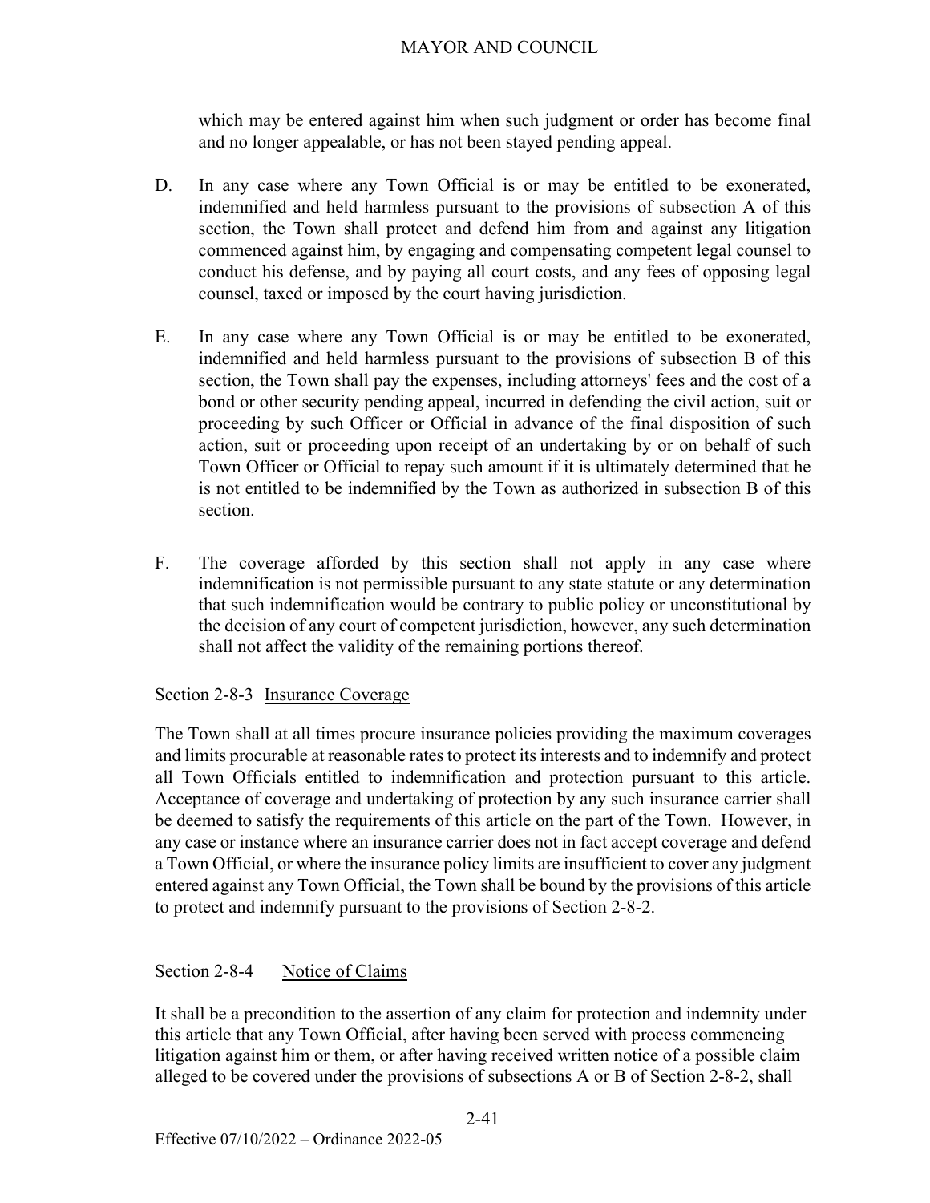which may be entered against him when such judgment or order has become final and no longer appealable, or has not been stayed pending appeal.

D. In any case where any Town Official is or may be entitled to be exonerated, indemnified and held harmless pursuant to the provisions of subsection A of this section, the Town shall protect and defend him from and against any litigation commenced against him, by engaging and compensating competent legal counsel to conduct his defense, and by paying all court costs, and any fees of opposing legal counsel, taxed or imposed by the court having jurisdiction.

E. In any case where any Town Official is or may be entitled to be exonerated, indemnified and held harmless pursuant to the provisions of subsection B of this section, the Town shall pay the expenses, including attorneys' fees and the cost of a bond or other security pending appeal, incurred in defending the civil action, suit or proceeding by such Officer or Official in advance of the final disposition of such action, suit or proceeding upon receipt of an undertaking by or on behalf of such Town Officer or Official to repay such amount if it is ultimately determined that he is not entitled to be indemnified by the Town as authorized in subsection B of this section.

F. The coverage afforded by this section shall not apply in any case where indemnification is not permissible pursuant to any state statute or any determination that such indemnification would be contrary to public policy or unconstitutional by the decision of any court of competent jurisdiction, however, any such determination shall not affect the validity of the remaining portions thereof.

Section 2-8-3 Insurance Coverage

The Town shall at all times procure insurance policies providing the maximum coverages and limits procurable at reasonable rates to protect its interests and to indemnify and protect all Town Officials entitled to indemnification and protection pursuant to this article. Acceptance of coverage and undertaking of protection by any such insurance carrier shall be deemed to satisfy the requirements of this article on the part of the Town. However, in any case or instance where an insurance carrier does not in fact accept coverage and defend a Town Official, or where the insurance policy limits are insufficient to cover any judgment entered against any Town Official, the Town shall be bound by the provisions of this article to protect and indemnify pursuant to the provisions of Section 2-8-2.

Section 2-8-4 Notice of Claims

It shall be a precondition to the assertion of any claim for protection and indemnity under this article that any Town Official, after having been served with process commencing litigation against him or them, or after having received written notice of a possible claim alleged to be covered under the provisions of subsections A or B of Section 2-8-2, shall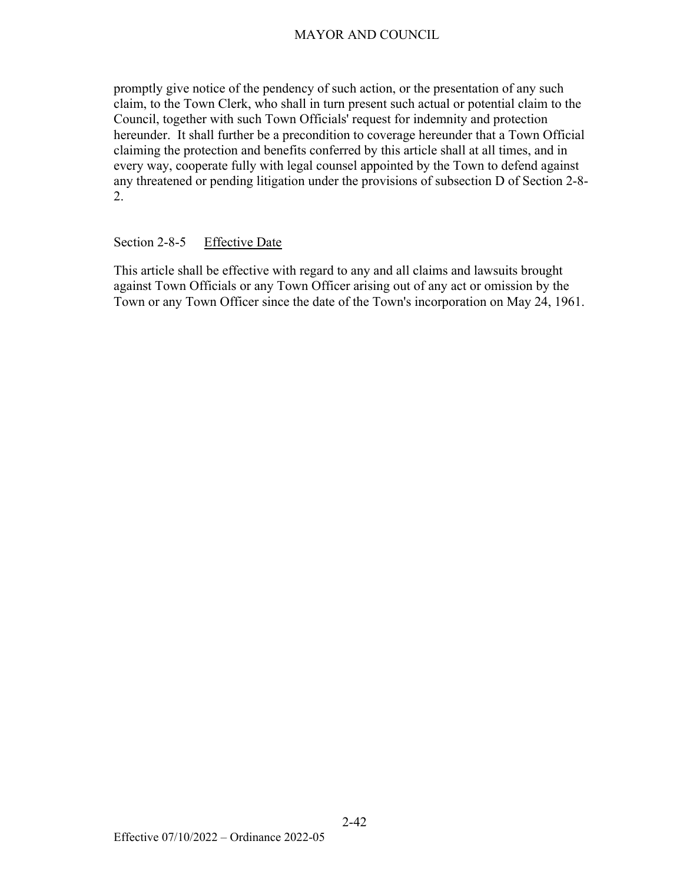promptly give notice of the pendency of such action, or the presentation of any such claim, to the Town Clerk, who shall in turn present such actual or potential claim to the Council, together with such Town Officials' request for indemnity and protection hereunder. It shall further be a precondition to coverage hereunder that a Town Official claiming the protection and benefits conferred by this article shall at all times, and in every way, cooperate fully with legal counsel appointed by the Town to defend against any threatened or pending litigation under the provisions of subsection D of Section 2-8-2.

## Section 2-8-5 Effective Date

This article shall be effective with regard to any and all claims and lawsuits brought against Town Officials or any Town Officer arising out of any act or omission by the Town or any Town Officer since the date of the Town's incorporation on May 24, 1961.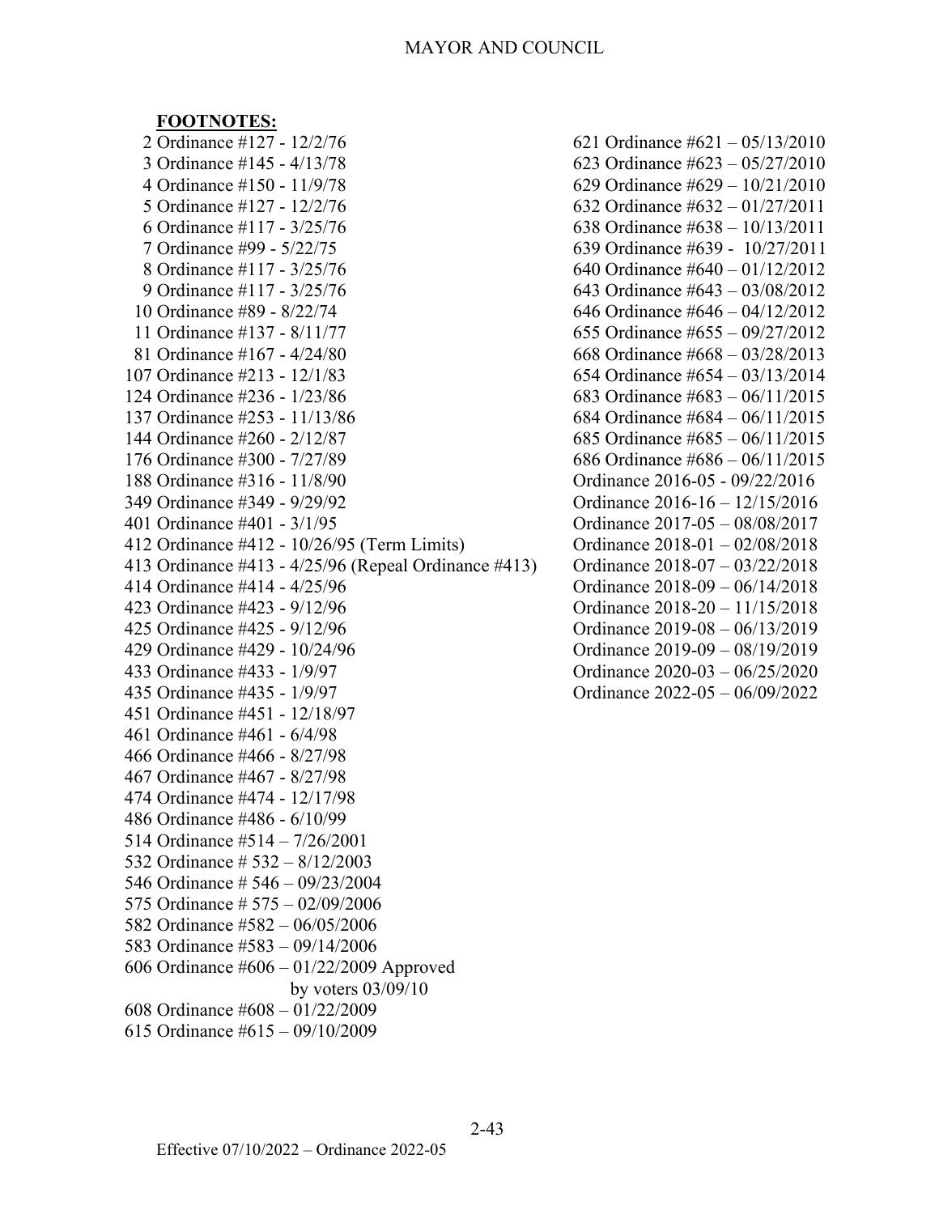**FOOTNOTES:**

2 Ordinance #127 - 12/2/76
3 Ordinance #145 - 4/13/78
4 Ordinance #150 - 11/9/78
5 Ordinance #127 - 12/2/76
6 Ordinance #117 - 3/25/76
7 Ordinance #99 - 5/22/75
8 Ordinance #117 - 3/25/76
9 Ordinance #117 - 3/25/76
10 Ordinance #89 - 8/22/74
11 Ordinance #137 - 8/11/77
81 Ordinance #167 - 4/24/80
107 Ordinance #213 - 12/1/83
124 Ordinance #236 - 1/23/86
137 Ordinance #253 - 11/13/86
144 Ordinance #260 - 2/12/87
176 Ordinance #300 - 7/27/89
188 Ordinance #316 - 11/8/90
349 Ordinance #349 - 9/29/92
401 Ordinance #401 - 3/1/95
412 Ordinance #412 - 10/26/95 (Term Limits)
413 Ordinance #413 - 4/25/96 (Repeal Ordinance #413)
414 Ordinance #414 - 4/25/96
423 Ordinance #423 - 9/12/96
425 Ordinance #425 - 9/12/96
429 Ordinance #429 - 10/24/96
433 Ordinance #433 - 1/9/97
435 Ordinance #435 - 1/9/97
451 Ordinance #451 - 12/18/97
461 Ordinance #461 - 6/4/98
466 Ordinance #466 - 8/27/98
467 Ordinance #467 - 8/27/98
474 Ordinance #474 - 12/17/98
486 Ordinance #486 - 6/10/99
514 Ordinance #514 – 7/26/2001
532 Ordinance # 532 – 8/12/2003
546 Ordinance # 546 – 09/23/2004
575 Ordinance # 575 – 02/09/2006
582 Ordinance #582 – 06/05/2006
583 Ordinance #583 – 09/14/2006
606 Ordinance #606 – 01/22/2009 Approved by voters 03/09/10
608 Ordinance #608 – 01/22/2009
615 Ordinance #615 – 09/10/2009
621 Ordinance #621 – 05/13/2010
623 Ordinance #623 – 05/27/2010
629 Ordinance #629 – 10/21/2010
632 Ordinance #632 – 01/27/2011
638 Ordinance #638 – 10/13/2011
639 Ordinance #639 - 10/27/2011
640 Ordinance #640 – 01/12/2012
643 Ordinance #643 – 03/08/2012
646 Ordinance #646 – 04/12/2012
655 Ordinance #655 – 09/27/2012
668 Ordinance #668 – 03/28/2013
654 Ordinance #654 – 03/13/2014
683 Ordinance #683 – 06/11/2015
684 Ordinance #684 – 06/11/2015
685 Ordinance #685 – 06/11/2015
686 Ordinance #686 – 06/11/2015
Ordinance 2016-05 - 09/22/2016
Ordinance 2016-16 – 12/15/2016
Ordinance 2017-05 – 08/08/2017
Ordinance 2018-01 – 02/08/2018
Ordinance 2018-07 – 03/22/2018
Ordinance 2018-09 – 06/14/2018
Ordinance 2018-20 – 11/15/2018
Ordinance 2019-08 – 06/13/2019
Ordinance 2019-09 – 08/19/2019
Ordinance 2020-03 – 06/25/2020
Ordinance 2022-05 – 06/09/2022